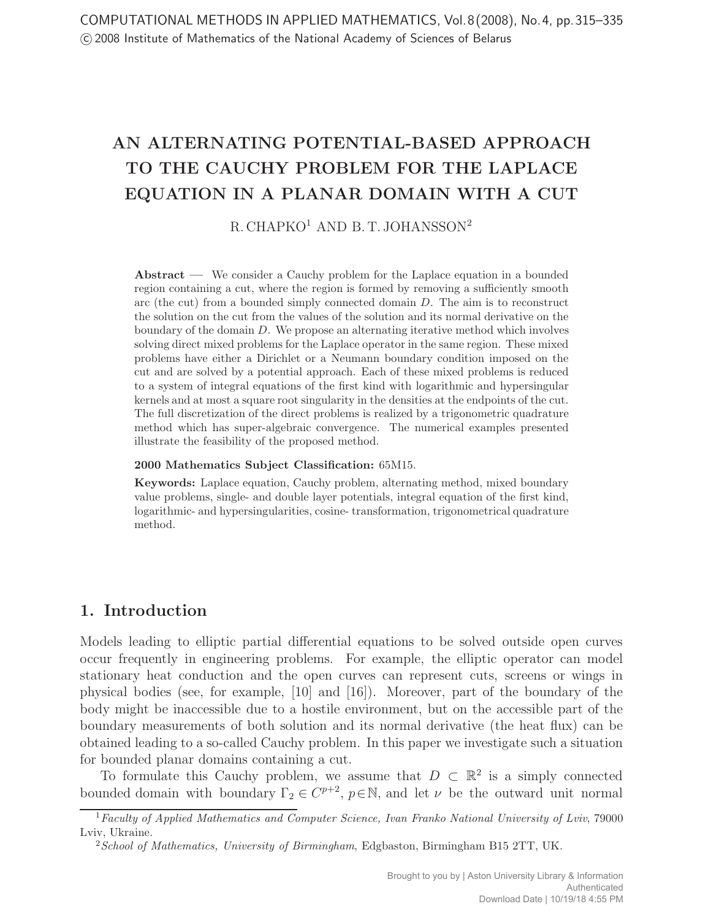# AN ALTERNATING POTENTIAL-BASED APPROACH TO THE CAUCHY PROBLEM FOR THE LAPLACE EQUATION IN A PLANAR DOMAIN WITH A CUT

R. CHAPKO[1] AND B. T. JOHANSSON[2]

**Abstract** — We consider a Cauchy problem for the Laplace equation in a bounded region containing a cut, where the region is formed by removing a sufficiently smooth arc (the cut) from a bounded simply connected domain $D$. The aim is to reconstruct the solution on the cut from the values of the solution and its normal derivative on the boundary of the domain $D$. We propose an alternating iterative method which involves solving direct mixed problems for the Laplace operator in the same region. These mixed problems have either a Dirichlet or a Neumann boundary condition imposed on the cut and are solved by a potential approach. Each of these mixed problems is reduced to a system of integral equations of the first kind with logarithmic and hypersingular kernels and at most a square root singularity in the densities at the endpoints of the cut. The full discretization of the direct problems is realized by a trigonometric quadrature method which has super-algebraic convergence. The numerical examples presented illustrate the feasibility of the proposed method.

**2000 Mathematics Subject Classification:** 65M15.

**Keywords:** Laplace equation, Cauchy problem, alternating method, mixed boundary value problems, single- and double layer potentials, integral equation of the first kind, logarithmic- and hypersingularities, cosine- transformation, trigonometrical quadrature method.

## 1. Introduction

Models leading to elliptic partial differential equations to be solved outside open curves occur frequently in engineering problems. For example, the elliptic operator can model stationary heat conduction and the open curves can represent cuts, screens or wings in physical bodies (see, for example, [10] and [16]). Moreover, part of the boundary of the body might be inaccessible due to a hostile environment, but on the accessible part of the boundary measurements of both solution and its normal derivative (the heat flux) can be obtained leading to a so-called Cauchy problem. In this paper we investigate such a situation for bounded planar domains containing a cut.

To formulate this Cauchy problem, we assume that $D \subset \mathbb{R}^2$ is a simply connected bounded domain with boundary $\Gamma_2 \in C^{p+2}$, $p \in \mathbb{N}$, and let $\nu$ be the outward unit normal

[1] *Faculty of Applied Mathematics and Computer Science, Ivan Franko National University of Lviv*, 79000 Lviv, Ukraine.

[2] *School of Mathematics, University of Birmingham*, Edgbaston, Birmingham B15 2TT, UK.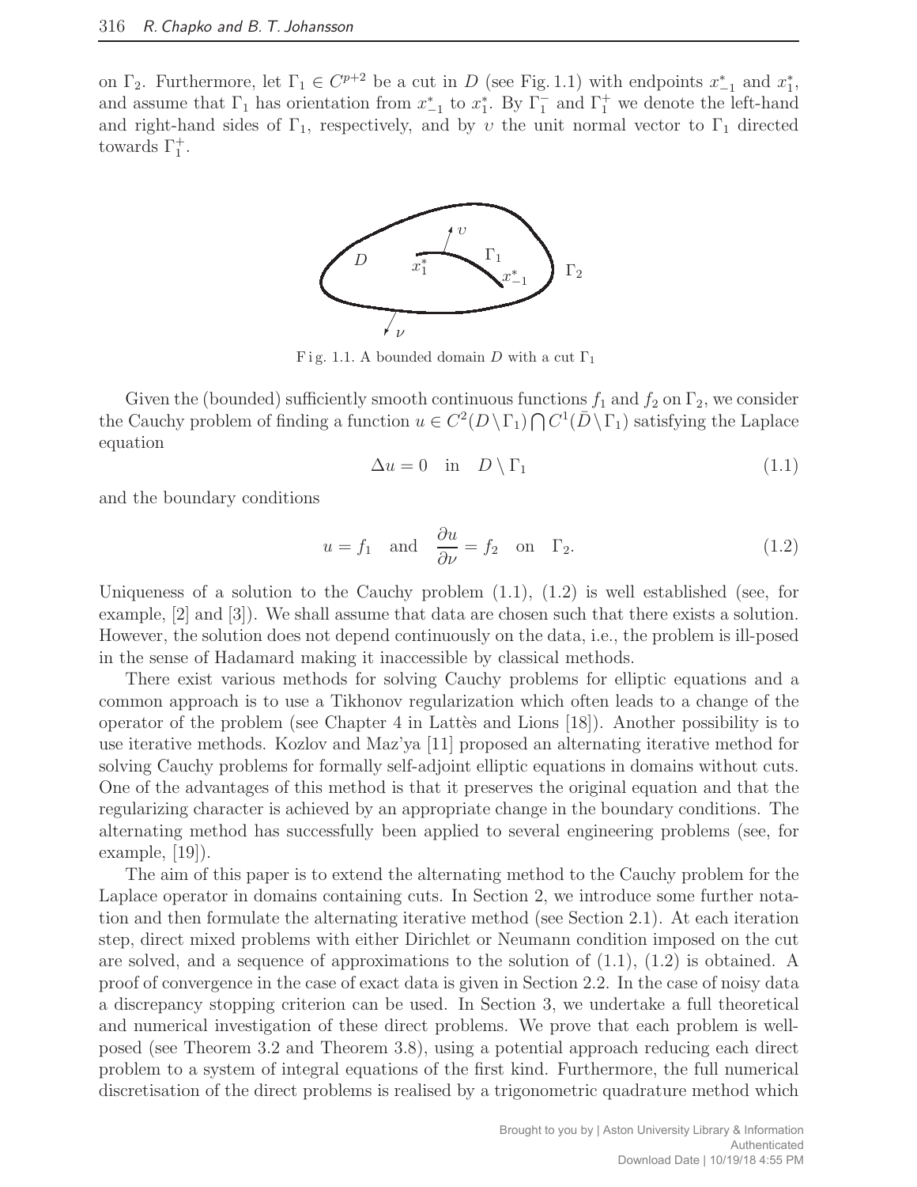on $\Gamma_2$. Furthermore, let $\Gamma_1 \in C^{p+2}$ be a cut in $D$ (see Fig. 1.1) with endpoints $x^*_{-1}$ and $x^*_1$, and assume that $\Gamma_1$ has orientation from $x^*_{-1}$ to $x^*_1$. By $\Gamma_1^-$ and $\Gamma_1^+$ we denote the left-hand and right-hand sides of $\Gamma_1$, respectively, and by $\upsilon$ the unit normal vector to $\Gamma_1$ directed towards $\Gamma_1^+$.

Fig. 1.1. A bounded domain $D$ with a cut $\Gamma_1$

Given the (bounded) sufficiently smooth continuous functions $f_1$ and $f_2$ on $\Gamma_2$, we consider the Cauchy problem of finding a function $u \in C^2(D \setminus \Gamma_1) \bigcap C^1(\bar{D} \setminus \Gamma_1)$ satisfying the Laplace equation

$$\Delta u = 0 \quad \text{in} \quad D \setminus \Gamma_1 \tag{1.1}$$

and the boundary conditions

$$u = f_1 \quad \text{and} \quad \frac{\partial u}{\partial \nu} = f_2 \quad \text{on} \quad \Gamma_2. \tag{1.2}$$

Uniqueness of a solution to the Cauchy problem (1.1), (1.2) is well established (see, for example, [2] and [3]). We shall assume that data are chosen such that there exists a solution. However, the solution does not depend continuously on the data, i.e., the problem is ill-posed in the sense of Hadamard making it inaccessible by classical methods.

There exist various methods for solving Cauchy problems for elliptic equations and a common approach is to use a Tikhonov regularization which often leads to a change of the operator of the problem (see Chapter 4 in Lattès and Lions [18]). Another possibility is to use iterative methods. Kozlov and Maz'ya [11] proposed an alternating iterative method for solving Cauchy problems for formally self-adjoint elliptic equations in domains without cuts. One of the advantages of this method is that it preserves the original equation and that the regularizing character is achieved by an appropriate change in the boundary conditions. The alternating method has successfully been applied to several engineering problems (see, for example, [19]).

The aim of this paper is to extend the alternating method to the Cauchy problem for the Laplace operator in domains containing cuts. In Section 2, we introduce some further notation and then formulate the alternating iterative method (see Section 2.1). At each iteration step, direct mixed problems with either Dirichlet or Neumann condition imposed on the cut are solved, and a sequence of approximations to the solution of (1.1), (1.2) is obtained. A proof of convergence in the case of exact data is given in Section 2.2. In the case of noisy data a discrepancy stopping criterion can be used. In Section 3, we undertake a full theoretical and numerical investigation of these direct problems. We prove that each problem is well-posed (see Theorem 3.2 and Theorem 3.8), using a potential approach reducing each direct problem to a system of integral equations of the first kind. Furthermore, the full numerical discretisation of the direct problems is realised by a trigonometric quadrature method which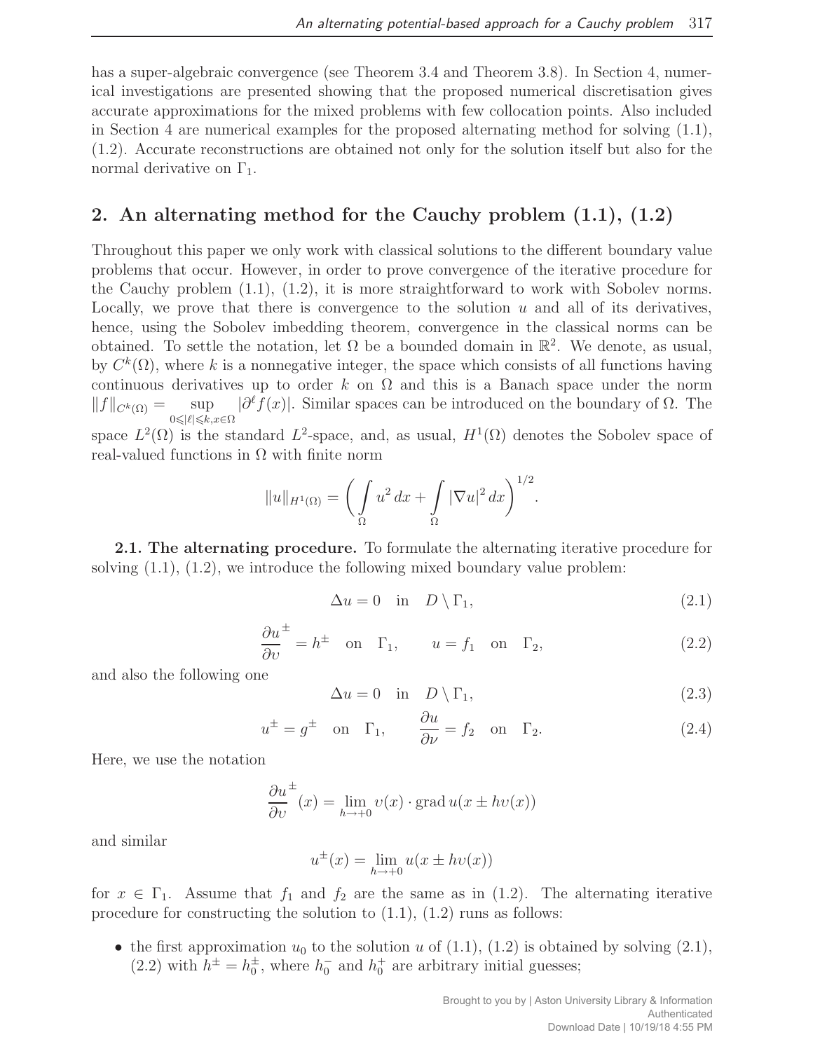has a super-algebraic convergence (see Theorem 3.4 and Theorem 3.8). In Section 4, numerical investigations are presented showing that the proposed numerical discretisation gives accurate approximations for the mixed problems with few collocation points. Also included in Section 4 are numerical examples for the proposed alternating method for solving (1.1), (1.2). Accurate reconstructions are obtained not only for the solution itself but also for the normal derivative on $\Gamma_1$.

## 2. An alternating method for the Cauchy problem (1.1), (1.2)

Throughout this paper we only work with classical solutions to the different boundary value problems that occur. However, in order to prove convergence of the iterative procedure for the Cauchy problem (1.1), (1.2), it is more straightforward to work with Sobolev norms. Locally, we prove that there is convergence to the solution $u$ and all of its derivatives, hence, using the Sobolev imbedding theorem, convergence in the classical norms can be obtained. To settle the notation, let $\Omega$ be a bounded domain in $\mathbb{R}^2$. We denote, as usual, by $C^k(\Omega)$, where $k$ is a nonnegative integer, the space which consists of all functions having continuous derivatives up to order $k$ on $\Omega$ and this is a Banach space under the norm $\|f\|_{C^k(\Omega)} = \sup_{0\leqslant|\ell|\leqslant k, x\in\Omega} |\partial^\ell f(x)|$. Similar spaces can be introduced on the boundary of $\Omega$. The space $L^2(\Omega)$ is the standard $L^2$-space, and, as usual, $H^1(\Omega)$ denotes the Sobolev space of real-valued functions in $\Omega$ with finite norm

$$\|u\|_{H^1(\Omega)} = \left( \int_\Omega u^2 \, dx + \int_\Omega |\nabla u|^2 \, dx \right)^{1/2}.$$

**2.1. The alternating procedure.** To formulate the alternating iterative procedure for solving (1.1), (1.2), we introduce the following mixed boundary value problem:

$$\Delta u = 0 \quad \text{in} \quad D \setminus \Gamma_1, \tag{2.1}$$

$$\frac{\partial u}{\partial \upsilon}^{\pm} = h^\pm \quad \text{on} \quad \Gamma_1, \qquad u = f_1 \quad \text{on} \quad \Gamma_2, \tag{2.2}$$

and also the following one

$$\Delta u = 0 \quad \text{in} \quad D \setminus \Gamma_1, \tag{2.3}$$

$$u^\pm = g^\pm \quad \text{on} \quad \Gamma_1, \qquad \frac{\partial u}{\partial \nu} = f_2 \quad \text{on} \quad \Gamma_2. \tag{2.4}$$

Here, we use the notation

$$\frac{\partial u}{\partial \upsilon}^{\pm}(x) = \lim_{h\to+0} \upsilon(x) \cdot \operatorname{grad} u(x \pm h\upsilon(x))$$

and similar

$$u^\pm(x) = \lim_{h\to+0} u(x \pm h\upsilon(x))$$

for $x \in \Gamma_1$. Assume that $f_1$ and $f_2$ are the same as in (1.2). The alternating iterative procedure for constructing the solution to (1.1), (1.2) runs as follows:

- the first approximation $u_0$ to the solution $u$ of (1.1), (1.2) is obtained by solving (2.1), (2.2) with $h^\pm = h_0^\pm$, where $h_0^-$ and $h_0^+$ are arbitrary initial guesses;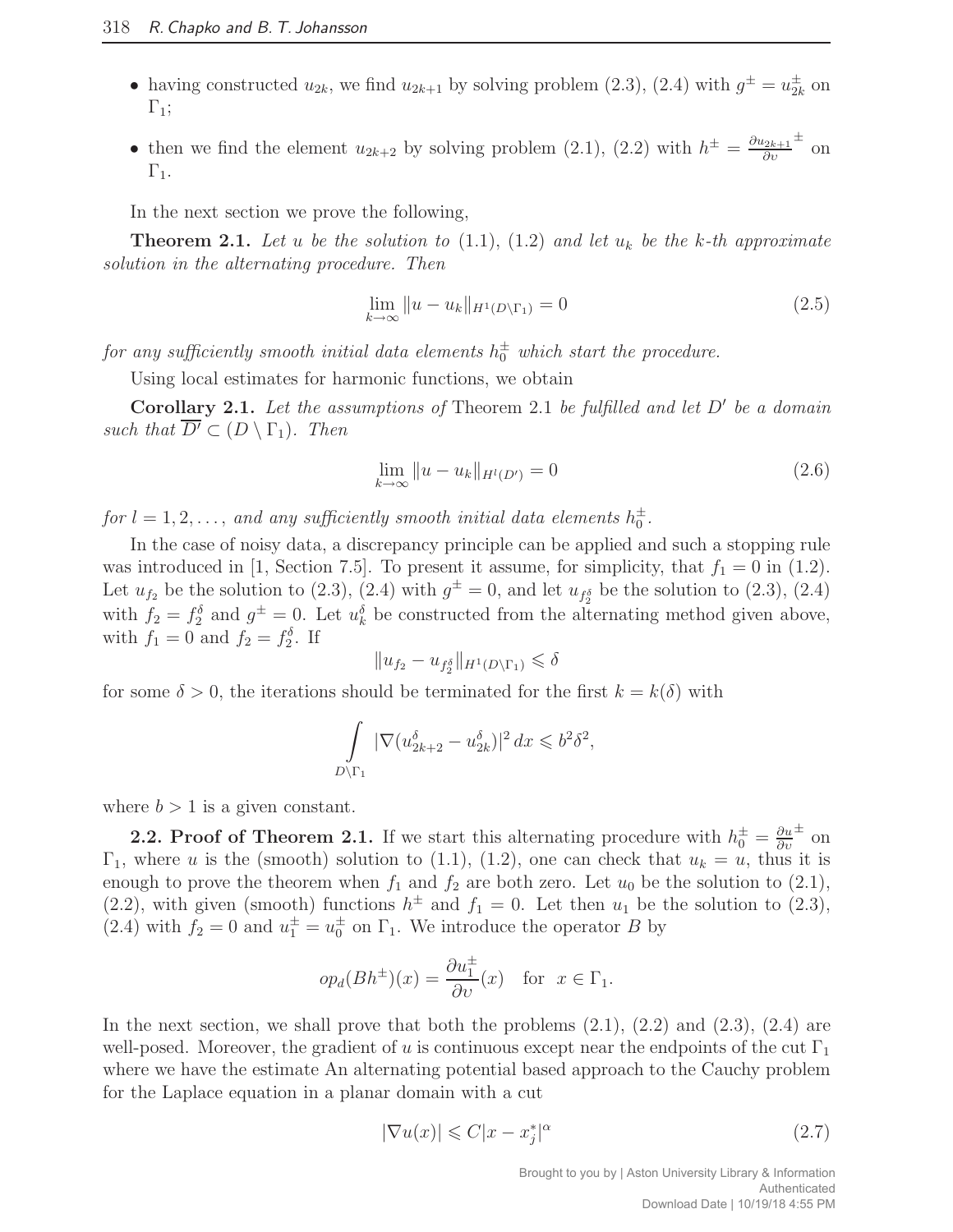- having constructed $u_{2k}$, we find $u_{2k+1}$ by solving problem (2.3), (2.4) with $g^{\pm} = u_{2k}^{\pm}$ on $\Gamma_1$;
- then we find the element $u_{2k+2}$ by solving problem (2.1), (2.2) with $h^{\pm} = \frac{\partial u_{2k+1}}{\partial \upsilon}^{\pm}$ on $\Gamma_1$.

In the next section we prove the following,

**Theorem 2.1.** *Let $u$ be the solution to* (1.1), (1.2) *and let $u_k$ be the $k$-th approximate solution in the alternating procedure. Then*

$$\lim_{k \to \infty} \|u - u_k\|_{H^1(D \setminus \Gamma_1)} = 0 \tag{2.5}$$

*for any sufficiently smooth initial data elements $h_0^{\pm}$ which start the procedure.*

Using local estimates for harmonic functions, we obtain

**Corollary 2.1.** *Let the assumptions of* Theorem 2.1 *be fulfilled and let $D'$ be a domain such that $\overline{D'} \subset (D \setminus \Gamma_1)$. Then*

$$\lim_{k \to \infty} \|u - u_k\|_{H^l(D')} = 0 \tag{2.6}$$

*for $l = 1, 2, \ldots,$ and any sufficiently smooth initial data elements $h_0^{\pm}$.*

In the case of noisy data, a discrepancy principle can be applied and such a stopping rule was introduced in [1, Section 7.5]. To present it assume, for simplicity, that $f_1 = 0$ in (1.2). Let $u_{f_2}$ be the solution to (2.3), (2.4) with $g^{\pm} = 0$, and let $u_{f_2^\delta}$ be the solution to (2.3), (2.4) with $f_2 = f_2^\delta$ and $g^{\pm} = 0$. Let $u_k^\delta$ be constructed from the alternating method given above, with $f_1 = 0$ and $f_2 = f_2^\delta$. If

$$\|u_{f_2} - u_{f_2^\delta}\|_{H^1(D \setminus \Gamma_1)} \leqslant \delta$$

for some $\delta > 0$, the iterations should be terminated for the first $k = k(\delta)$ with

$$\int_{D \setminus \Gamma_1} |\nabla(u_{2k+2}^\delta - u_{2k}^\delta)|^2 \, dx \leqslant b^2 \delta^2,$$

where $b > 1$ is a given constant.

**2.2. Proof of Theorem 2.1.** If we start this alternating procedure with $h_0^{\pm} = \frac{\partial u}{\partial \upsilon}^{\pm}$ on $\Gamma_1$, where $u$ is the (smooth) solution to (1.1), (1.2), one can check that $u_k = u$, thus it is enough to prove the theorem when $f_1$ and $f_2$ are both zero. Let $u_0$ be the solution to (2.1), (2.2), with given (smooth) functions $h^{\pm}$ and $f_1 = 0$. Let then $u_1$ be the solution to (2.3), (2.4) with $f_2 = 0$ and $u_1^{\pm} = u_0^{\pm}$ on $\Gamma_1$. We introduce the operator $B$ by

$$op_d(Bh^{\pm})(x) = \frac{\partial u_1^{\pm}}{\partial \upsilon}(x) \quad \text{for} \;\; x \in \Gamma_1.$$

In the next section, we shall prove that both the problems (2.1), (2.2) and (2.3), (2.4) are well-posed. Moreover, the gradient of $u$ is continuous except near the endpoints of the cut $\Gamma_1$ where we have the estimate An alternating potential based approach to the Cauchy problem for the Laplace equation in a planar domain with a cut

$$|\nabla u(x)| \leqslant C|x - x_j^*|^{\alpha} \tag{2.7}$$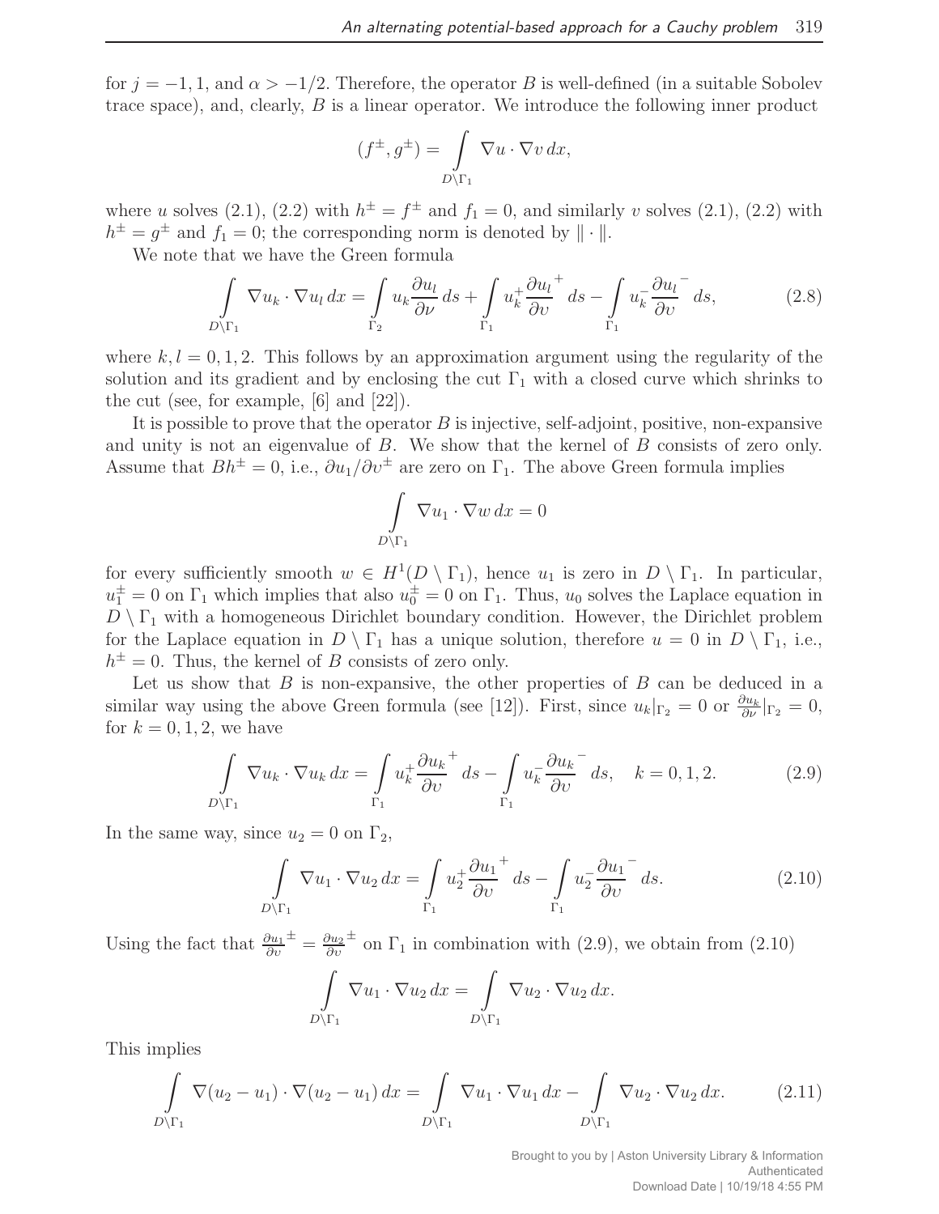for $j = -1, 1$, and $\alpha > -1/2$. Therefore, the operator $B$ is well-defined (in a suitable Sobolev trace space), and, clearly, $B$ is a linear operator. We introduce the following inner product

$$(f^{\pm}, g^{\pm}) = \int_{D\setminus\Gamma_1} \nabla u \cdot \nabla v \, dx,$$

where $u$ solves (2.1), (2.2) with $h^{\pm} = f^{\pm}$ and $f_1 = 0$, and similarly $v$ solves (2.1), (2.2) with $h^{\pm} = g^{\pm}$ and $f_1 = 0$; the corresponding norm is denoted by $\| \cdot \|$.

We note that we have the Green formula

$$\int_{D\setminus\Gamma_1} \nabla u_k \cdot \nabla u_l \, dx = \int_{\Gamma_2} u_k \frac{\partial u_l}{\partial \nu} \, ds + \int_{\Gamma_1} u_k^+ \frac{\partial u_l}{\partial \upsilon}^+ \, ds - \int_{\Gamma_1} u_k^- \frac{\partial u_l}{\partial \upsilon}^- \, ds, \tag{2.8}$$

where $k, l = 0, 1, 2$. This follows by an approximation argument using the regularity of the solution and its gradient and by enclosing the cut $\Gamma_1$ with a closed curve which shrinks to the cut (see, for example, [6] and [22]).

It is possible to prove that the operator $B$ is injective, self-adjoint, positive, non-expansive and unity is not an eigenvalue of $B$. We show that the kernel of $B$ consists of zero only. Assume that $Bh^{\pm} = 0$, i.e., $\partial u_1/\partial \upsilon^{\pm}$ are zero on $\Gamma_1$. The above Green formula implies

$$\int_{D\setminus\Gamma_1} \nabla u_1 \cdot \nabla w \, dx = 0$$

for every sufficiently smooth $w \in H^1(D \setminus \Gamma_1)$, hence $u_1$ is zero in $D \setminus \Gamma_1$. In particular, $u_1^{\pm} = 0$ on $\Gamma_1$ which implies that also $u_0^{\pm} = 0$ on $\Gamma_1$. Thus, $u_0$ solves the Laplace equation in $D \setminus \Gamma_1$ with a homogeneous Dirichlet boundary condition. However, the Dirichlet problem for the Laplace equation in $D \setminus \Gamma_1$ has a unique solution, therefore $u = 0$ in $D \setminus \Gamma_1$, i.e., $h^{\pm} = 0$. Thus, the kernel of $B$ consists of zero only.

Let us show that $B$ is non-expansive, the other properties of $B$ can be deduced in a similar way using the above Green formula (see [12]). First, since $u_k|_{\Gamma_2} = 0$ or $\frac{\partial u_k}{\partial \nu}|_{\Gamma_2} = 0$, for $k = 0, 1, 2$, we have

$$\int_{D\setminus\Gamma_1} \nabla u_k \cdot \nabla u_k \, dx = \int_{\Gamma_1} u_k^+ \frac{\partial u_k}{\partial \upsilon}^+ \, ds - \int_{\Gamma_1} u_k^- \frac{\partial u_k}{\partial \upsilon}^- \, ds, \quad k = 0, 1, 2. \tag{2.9}$$

In the same way, since $u_2 = 0$ on $\Gamma_2$,

$$\int_{D\setminus\Gamma_1} \nabla u_1 \cdot \nabla u_2 \, dx = \int_{\Gamma_1} u_2^+ \frac{\partial u_1}{\partial \upsilon}^+ \, ds - \int_{\Gamma_1} u_2^- \frac{\partial u_1}{\partial \upsilon}^- \, ds. \tag{2.10}$$

Using the fact that $\frac{\partial u_1}{\partial \upsilon}^{\pm} = \frac{\partial u_2}{\partial \upsilon}^{\pm}$ on $\Gamma_1$ in combination with (2.9), we obtain from (2.10)

$$\int_{D\setminus\Gamma_1} \nabla u_1 \cdot \nabla u_2 \, dx = \int_{D\setminus\Gamma_1} \nabla u_2 \cdot \nabla u_2 \, dx.$$

This implies

$$\int_{D\setminus\Gamma_1} \nabla (u_2 - u_1) \cdot \nabla (u_2 - u_1) \, dx = \int_{D\setminus\Gamma_1} \nabla u_1 \cdot \nabla u_1 \, dx - \int_{D\setminus\Gamma_1} \nabla u_2 \cdot \nabla u_2 \, dx. \tag{2.11}$$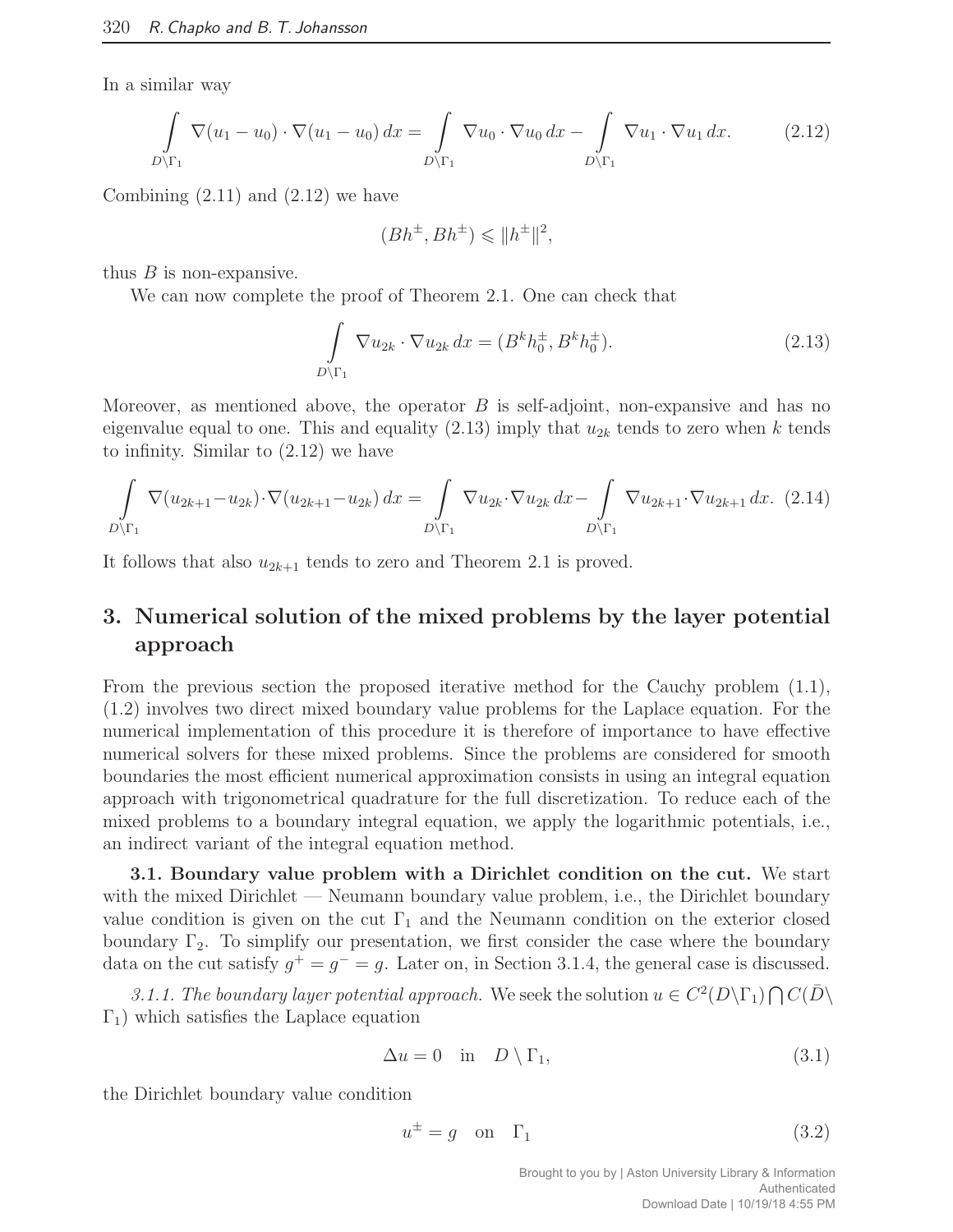In a similar way

$$\int_{D\setminus\Gamma_1} \nabla(u_1 - u_0)\cdot\nabla(u_1 - u_0)\,dx = \int_{D\setminus\Gamma_1} \nabla u_0\cdot\nabla u_0\,dx - \int_{D\setminus\Gamma_1} \nabla u_1\cdot\nabla u_1\,dx. \tag{2.12}$$

Combining (2.11) and (2.12) we have

$$(Bh^\pm, Bh^\pm) \leqslant \|h^\pm\|^2,$$

thus $B$ is non-expansive.

We can now complete the proof of Theorem 2.1. One can check that

$$\int_{D\setminus\Gamma_1} \nabla u_{2k}\cdot\nabla u_{2k}\,dx = (B^k h_0^\pm, B^k h_0^\pm). \tag{2.13}$$

Moreover, as mentioned above, the operator $B$ is self-adjoint, non-expansive and has no eigenvalue equal to one. This and equality (2.13) imply that $u_{2k}$ tends to zero when $k$ tends to infinity. Similar to (2.12) we have

$$\int_{D\setminus\Gamma_1} \nabla(u_{2k+1}-u_{2k})\cdot\nabla(u_{2k+1}-u_{2k})\,dx = \int_{D\setminus\Gamma_1} \nabla u_{2k}\cdot\nabla u_{2k}\,dx - \int_{D\setminus\Gamma_1} \nabla u_{2k+1}\cdot\nabla u_{2k+1}\,dx. \tag{2.14}$$

It follows that also $u_{2k+1}$ tends to zero and Theorem 2.1 is proved.

## 3. Numerical solution of the mixed problems by the layer potential approach

From the previous section the proposed iterative method for the Cauchy problem (1.1), (1.2) involves two direct mixed boundary value problems for the Laplace equation. For the numerical implementation of this procedure it is therefore of importance to have effective numerical solvers for these mixed problems. Since the problems are considered for smooth boundaries the most efficient numerical approximation consists in using an integral equation approach with trigonometrical quadrature for the full discretization. To reduce each of the mixed problems to a boundary integral equation, we apply the logarithmic potentials, i.e., an indirect variant of the integral equation method.

**3.1. Boundary value problem with a Dirichlet condition on the cut.** We start with the mixed Dirichlet — Neumann boundary value problem, i.e., the Dirichlet boundary value condition is given on the cut $\Gamma_1$ and the Neumann condition on the exterior closed boundary $\Gamma_2$. To simplify our presentation, we first consider the case where the boundary data on the cut satisfy $g^+ = g^- = g$. Later on, in Section 3.1.4, the general case is discussed.

*3.1.1. The boundary layer potential approach.* We seek the solution $u \in C^2(D\setminus\Gamma_1)\bigcap C(\bar{D}\setminus\Gamma_1)$ which satisfies the Laplace equation

$$\Delta u = 0 \quad \text{in} \quad D\setminus\Gamma_1, \tag{3.1}$$

the Dirichlet boundary value condition

$$u^\pm = g \quad \text{on} \quad \Gamma_1 \tag{3.2}$$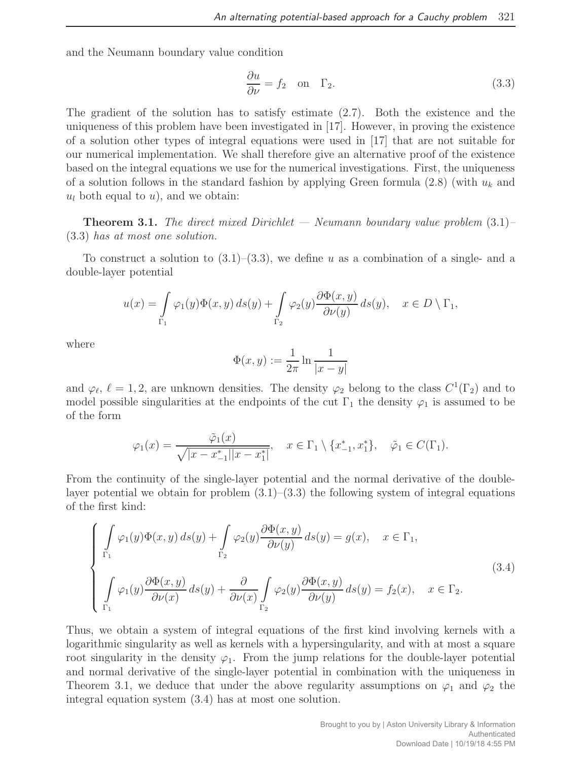and the Neumann boundary value condition

$$\frac{\partial u}{\partial \nu} = f_2 \quad \text{on} \quad \Gamma_2. \tag{3.3}$$

The gradient of the solution has to satisfy estimate (2.7). Both the existence and the uniqueness of this problem have been investigated in [17]. However, in proving the existence of a solution other types of integral equations were used in [17] that are not suitable for our numerical implementation. We shall therefore give an alternative proof of the existence based on the integral equations we use for the numerical investigations. First, the uniqueness of a solution follows in the standard fashion by applying Green formula (2.8) (with $u_k$ and $u_l$ both equal to $u$), and we obtain:

**Theorem 3.1.** *The direct mixed Dirichlet — Neumann boundary value problem* (3.1)–(3.3) *has at most one solution.*

To construct a solution to (3.1)–(3.3), we define $u$ as a combination of a single- and a double-layer potential

$$u(x) = \int_{\Gamma_1} \varphi_1(y)\Phi(x,y)\,ds(y) + \int_{\Gamma_2} \varphi_2(y)\frac{\partial \Phi(x,y)}{\partial \nu(y)}\,ds(y), \quad x \in D \setminus \Gamma_1,$$

where

$$\Phi(x,y) := \frac{1}{2\pi}\ln\frac{1}{|x-y|}$$

and $\varphi_\ell$, $\ell = 1,2$, are unknown densities. The density $\varphi_2$ belong to the class $C^1(\Gamma_2)$ and to model possible singularities at the endpoints of the cut $\Gamma_1$ the density $\varphi_1$ is assumed to be of the form

$$\varphi_1(x) = \frac{\tilde{\varphi}_1(x)}{\sqrt{|x-x^*_{-1}||x-x^*_1|}}, \quad x \in \Gamma_1 \setminus \{x^*_{-1}, x^*_1\}, \quad \tilde{\varphi}_1 \in C(\Gamma_1).$$

From the continuity of the single-layer potential and the normal derivative of the double-layer potential we obtain for problem (3.1)–(3.3) the following system of integral equations of the first kind:

$$\begin{cases} \displaystyle\int_{\Gamma_1} \varphi_1(y)\Phi(x,y)\,ds(y) + \int_{\Gamma_2} \varphi_2(y)\frac{\partial \Phi(x,y)}{\partial \nu(y)}\,ds(y) = g(x), \quad x \in \Gamma_1, \\[2ex] \displaystyle\int_{\Gamma_1} \varphi_1(y)\frac{\partial \Phi(x,y)}{\partial \nu(x)}\,ds(y) + \frac{\partial}{\partial \nu(x)}\int_{\Gamma_2} \varphi_2(y)\frac{\partial \Phi(x,y)}{\partial \nu(y)}\,ds(y) = f_2(x), \quad x \in \Gamma_2. \end{cases} \tag{3.4}$$

Thus, we obtain a system of integral equations of the first kind involving kernels with a logarithmic singularity as well as kernels with a hypersingularity, and with at most a square root singularity in the density $\varphi_1$. From the jump relations for the double-layer potential and normal derivative of the single-layer potential in combination with the uniqueness in Theorem 3.1, we deduce that under the above regularity assumptions on $\varphi_1$ and $\varphi_2$ the integral equation system (3.4) has at most one solution.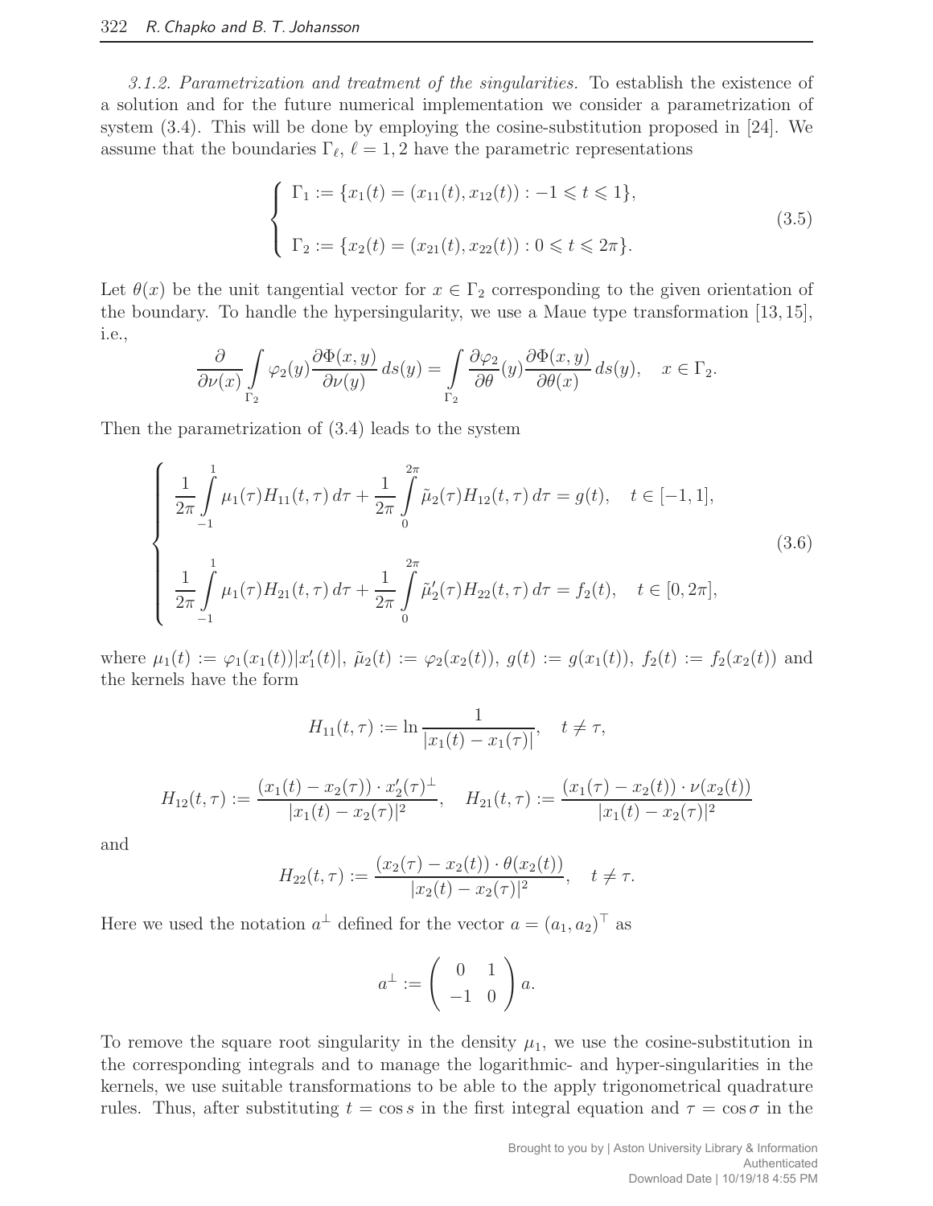*3.1.2. Parametrization and treatment of the singularities.* To establish the existence of a solution and for the future numerical implementation we consider a parametrization of system (3.4). This will be done by employing the cosine-substitution proposed in [24]. We assume that the boundaries $\Gamma_\ell$, $\ell = 1, 2$ have the parametric representations

$$
\begin{cases}
\Gamma_1 := \{x_1(t) = (x_{11}(t), x_{12}(t)) : -1 \leqslant t \leqslant 1\}, \\[2ex]
\Gamma_2 := \{x_2(t) = (x_{21}(t), x_{22}(t)) : 0 \leqslant t \leqslant 2\pi\}.
\end{cases}
\tag{3.5}
$$

Let $\theta(x)$ be the unit tangential vector for $x \in \Gamma_2$ corresponding to the given orientation of the boundary. To handle the hypersingularity, we use a Maue type transformation [13, 15], i.e.,

$$
\frac{\partial}{\partial \nu(x)} \int_{\Gamma_2} \varphi_2(y) \frac{\partial \Phi(x,y)}{\partial \nu(y)} \, ds(y) = \int_{\Gamma_2} \frac{\partial \varphi_2}{\partial \theta}(y) \frac{\partial \Phi(x,y)}{\partial \theta(x)} \, ds(y), \quad x \in \Gamma_2.
$$

Then the parametrization of (3.4) leads to the system

$$
\begin{cases}
\displaystyle \frac{1}{2\pi} \int_{-1}^{1} \mu_1(\tau) H_{11}(t,\tau) \, d\tau + \frac{1}{2\pi} \int_{0}^{2\pi} \tilde{\mu}_2(\tau) H_{12}(t,\tau) \, d\tau = g(t), \quad t \in [-1, 1], \\[3ex]
\displaystyle \frac{1}{2\pi} \int_{-1}^{1} \mu_1(\tau) H_{21}(t,\tau) \, d\tau + \frac{1}{2\pi} \int_{0}^{2\pi} \tilde{\mu}_2'(\tau) H_{22}(t,\tau) \, d\tau = f_2(t), \quad t \in [0, 2\pi],
\end{cases}
\tag{3.6}
$$

where $\mu_1(t) := \varphi_1(x_1(t))|x_1'(t)|$, $\tilde{\mu}_2(t) := \varphi_2(x_2(t))$, $g(t) := g(x_1(t))$, $f_2(t) := f_2(x_2(t))$ and the kernels have the form

$$
H_{11}(t,\tau) := \ln \frac{1}{|x_1(t) - x_1(\tau)|}, \quad t \neq \tau,
$$

$$
H_{12}(t,\tau) := \frac{(x_1(t) - x_2(\tau)) \cdot x_2'(\tau)^\perp}{|x_1(t) - x_2(\tau)|^2}, \quad H_{21}(t,\tau) := \frac{(x_1(\tau) - x_2(t)) \cdot \nu(x_2(t))}{|x_1(t) - x_2(\tau)|^2}
$$

and

$$
H_{22}(t,\tau) := \frac{(x_2(\tau) - x_2(t)) \cdot \theta(x_2(t))}{|x_2(t) - x_2(\tau)|^2}, \quad t \neq \tau.
$$

Here we used the notation $a^\perp$ defined for the vector $a = (a_1, a_2)^\top$ as

$$
a^\perp := \begin{pmatrix} 0 & 1 \\ -1 & 0 \end{pmatrix} a.
$$

To remove the square root singularity in the density $\mu_1$, we use the cosine-substitution in the corresponding integrals and to manage the logarithmic- and hyper-singularities in the kernels, we use suitable transformations to be able to the apply trigonometrical quadrature rules. Thus, after substituting $t = \cos s$ in the first integral equation and $\tau = \cos \sigma$ in the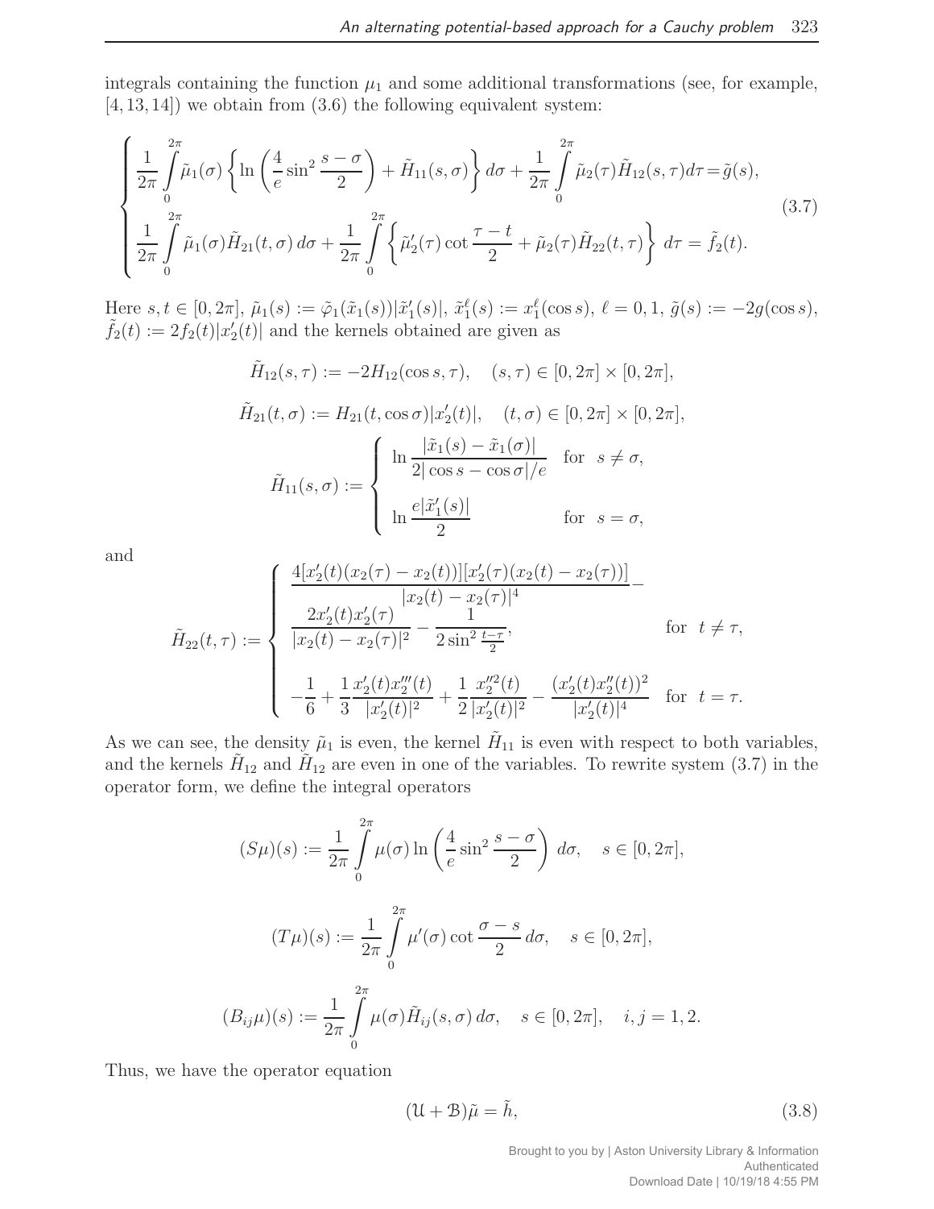integrals containing the function $\mu_1$ and some additional transformations (see, for example, [4, 13, 14]) we obtain from (3.6) the following equivalent system:

$$
\begin{cases}
\dfrac{1}{2\pi}\displaystyle\int_0^{2\pi} \tilde{\mu}_1(\sigma)\left\{\ln\left(\frac{4}{e}\sin^2\frac{s-\sigma}{2}\right) + \tilde{H}_{11}(s,\sigma)\right\} d\sigma + \frac{1}{2\pi}\int_0^{2\pi} \tilde{\mu}_2(\tau)\tilde{H}_{12}(s,\tau) d\tau = \tilde{g}(s), \\[2ex]
\dfrac{1}{2\pi}\displaystyle\int_0^{2\pi} \tilde{\mu}_1(\sigma)\tilde{H}_{21}(t,\sigma)\, d\sigma + \frac{1}{2\pi}\int_0^{2\pi} \left\{\tilde{\mu}_2'(\tau)\cot\frac{\tau - t}{2} + \tilde{\mu}_2(\tau)\tilde{H}_{22}(t,\tau)\right\} d\tau = \tilde{f}_2(t).
\end{cases}
\tag{3.7}
$$

Here $s, t \in [0, 2\pi]$, $\tilde{\mu}_1(s) := \tilde{\varphi}_1(\tilde{x}_1(s))|\tilde{x}_1'(s)|$, $\tilde{x}_1^\ell(s) := x_1^\ell(\cos s)$, $\ell = 0, 1$, $\tilde{g}(s) := -2g(\cos s)$, $\tilde{f}_2(t) := 2f_2(t)|x_2'(t)|$ and the kernels obtained are given as

$$
\tilde{H}_{12}(s,\tau) := -2H_{12}(\cos s, \tau), \quad (s,\tau) \in [0,2\pi] \times [0,2\pi],
$$

$$
\tilde{H}_{21}(t,\sigma) := H_{21}(t, \cos\sigma)|x_2'(t)|, \quad (t,\sigma) \in [0,2\pi] \times [0,2\pi],
$$

$$
\tilde{H}_{11}(s,\sigma) := \begin{cases} \ln \dfrac{|\tilde{x}_1(s) - \tilde{x}_1(\sigma)|}{2|\cos s - \cos\sigma|/e} & \text{for } s \neq \sigma, \\[2ex] \ln \dfrac{e|\tilde{x}_1'(s)|}{2} & \text{for } s = \sigma, \end{cases}
$$

and

$$
\tilde{H}_{22}(t,\tau) := \begin{cases} \dfrac{4[x_2'(t)(x_2(\tau) - x_2(t))][x_2'(\tau)(x_2(t) - x_2(\tau))]}{|x_2(t) - x_2(\tau)|^4} - \\[2ex] \dfrac{2x_2'(t)x_2'(\tau)}{|x_2(t) - x_2(\tau)|^2} - \dfrac{1}{2\sin^2\frac{t-\tau}{2}}, & \text{for } t \neq \tau, \\[3ex] -\dfrac{1}{6} + \dfrac{1}{3}\dfrac{x_2'(t)x_2'''(t)}{|x_2'(t)|^2} + \dfrac{1}{2}\dfrac{x_2''^2(t)}{|x_2'(t)|^2} - \dfrac{(x_2'(t)x_2''(t))^2}{|x_2'(t)|^4} & \text{for } t = \tau. \end{cases}
$$

As we can see, the density $\tilde{\mu}_1$ is even, the kernel $\tilde{H}_{11}$ is even with respect to both variables, and the kernels $\tilde{H}_{12}$ and $\tilde{H}_{12}$ are even in one of the variables. To rewrite system (3.7) in the operator form, we define the integral operators

$$
(S\mu)(s) := \frac{1}{2\pi}\int_0^{2\pi} \mu(\sigma)\ln\left(\frac{4}{e}\sin^2\frac{s-\sigma}{2}\right) d\sigma, \quad s \in [0, 2\pi],
$$

$$
(T\mu)(s) := \frac{1}{2\pi}\int_0^{2\pi} \mu'(\sigma)\cot\frac{\sigma - s}{2}\, d\sigma, \quad s \in [0, 2\pi],
$$

$$
(B_{ij}\mu)(s) := \frac{1}{2\pi}\int_0^{2\pi} \mu(\sigma)\tilde{H}_{ij}(s,\sigma)\, d\sigma, \quad s \in [0, 2\pi], \quad i, j = 1, 2.
$$

Thus, we have the operator equation

$$
(\mathcal{U} + \mathcal{B})\tilde{\mu} = \tilde{h}, \tag{3.8}
$$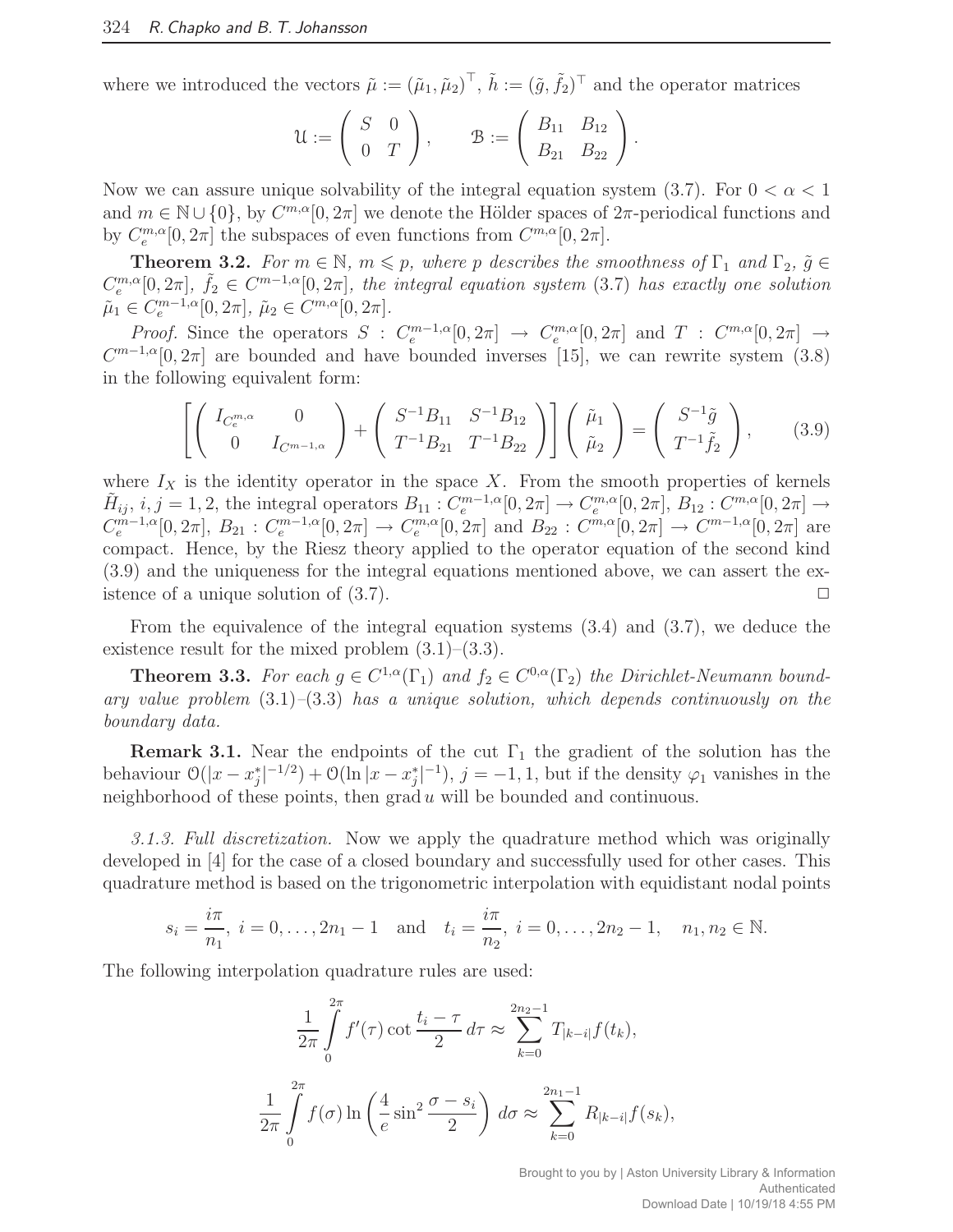where we introduced the vectors $\tilde{\mu} := (\tilde{\mu}_1, \tilde{\mu}_2)^\top$, $\tilde{h} := (\tilde{g}, \tilde{f}_2)^\top$ and the operator matrices

$$\mathcal{U} := \begin{pmatrix} S & 0 \\ 0 & T \end{pmatrix}, \qquad \mathcal{B} := \begin{pmatrix} B_{11} & B_{12} \\ B_{21} & B_{22} \end{pmatrix}.$$

Now we can assure unique solvability of the integral equation system (3.7). For $0 < \alpha < 1$ and $m \in \mathbb{N} \cup \{0\}$, by $C^{m,\alpha}[0, 2\pi]$ we denote the Hölder spaces of $2\pi$-periodical functions and by $C_e^{m,\alpha}[0, 2\pi]$ the subspaces of even functions from $C^{m,\alpha}[0, 2\pi]$.

**Theorem 3.2.** *For $m \in \mathbb{N}$, $m \leqslant p$, where $p$ describes the smoothness of $\Gamma_1$ and $\Gamma_2$, $\tilde{g} \in C_e^{m,\alpha}[0, 2\pi]$, $\tilde{f}_2 \in C^{m-1,\alpha}[0, 2\pi]$, the integral equation system* (3.7) *has exactly one solution $\tilde{\mu}_1 \in C_e^{m-1,\alpha}[0, 2\pi]$, $\tilde{\mu}_2 \in C^{m,\alpha}[0, 2\pi]$.*

*Proof.* Since the operators $S : C_e^{m-1,\alpha}[0, 2\pi] \to C_e^{m,\alpha}[0, 2\pi]$ and $T : C^{m,\alpha}[0, 2\pi] \to C^{m-1,\alpha}[0, 2\pi]$ are bounded and have bounded inverses [15], we can rewrite system (3.8) in the following equivalent form:

$$\left[ \begin{pmatrix} I_{C_e^{m,\alpha}} & 0 \\ 0 & I_{C^{m-1,\alpha}} \end{pmatrix} + \begin{pmatrix} S^{-1}B_{11} & S^{-1}B_{12} \\ T^{-1}B_{21} & T^{-1}B_{22} \end{pmatrix} \right] \begin{pmatrix} \tilde{\mu}_1 \\ \tilde{\mu}_2 \end{pmatrix} = \begin{pmatrix} S^{-1}\tilde{g} \\ T^{-1}\tilde{f}_2 \end{pmatrix}, \tag{3.9}$$

where $I_X$ is the identity operator in the space $X$. From the smooth properties of kernels $\tilde{H}_{ij}$, $i, j = 1, 2$, the integral operators $B_{11} : C_e^{m-1,\alpha}[0, 2\pi] \to C_e^{m,\alpha}[0, 2\pi]$, $B_{12} : C^{m,\alpha}[0, 2\pi] \to C_e^{m-1,\alpha}[0, 2\pi]$, $B_{21} : C_e^{m-1,\alpha}[0, 2\pi] \to C_e^{m,\alpha}[0, 2\pi]$ and $B_{22} : C^{m,\alpha}[0, 2\pi] \to C^{m-1,\alpha}[0, 2\pi]$ are compact. Hence, by the Riesz theory applied to the operator equation of the second kind (3.9) and the uniqueness for the integral equations mentioned above, we can assert the existence of a unique solution of (3.7). $\square$

From the equivalence of the integral equation systems (3.4) and (3.7), we deduce the existence result for the mixed problem (3.1)–(3.3).

**Theorem 3.3.** *For each $g \in C^{1,\alpha}(\Gamma_1)$ and $f_2 \in C^{0,\alpha}(\Gamma_2)$ the Dirichlet-Neumann boundary value problem* (3.1)–(3.3) *has a unique solution, which depends continuously on the boundary data.*

**Remark 3.1.** Near the endpoints of the cut $\Gamma_1$ the gradient of the solution has the behaviour $\mathcal{O}(|x - x_j^*|^{-1/2}) + \mathcal{O}(\ln |x - x_j^*|^{-1})$, $j = -1, 1$, but if the density $\varphi_1$ vanishes in the neighborhood of these points, then $\operatorname{grad} u$ will be bounded and continuous.

*3.1.3. Full discretization.* Now we apply the quadrature method which was originally developed in [4] for the case of a closed boundary and successfully used for other cases. This quadrature method is based on the trigonometric interpolation with equidistant nodal points

$$s_i = \frac{i\pi}{n_1},\ i = 0, \ldots, 2n_1 - 1 \quad \text{and} \quad t_i = \frac{i\pi}{n_2},\ i = 0, \ldots, 2n_2 - 1, \quad n_1, n_2 \in \mathbb{N}.$$

The following interpolation quadrature rules are used:

$$\frac{1}{2\pi} \int_0^{2\pi} f'(\tau) \cot \frac{t_i - \tau}{2}\, d\tau \approx \sum_{k=0}^{2n_2-1} T_{|k-i|} f(t_k),$$

$$\frac{1}{2\pi} \int_0^{2\pi} f(\sigma) \ln \left( \frac{4}{e} \sin^2 \frac{\sigma - s_i}{2} \right) d\sigma \approx \sum_{k=0}^{2n_1-1} R_{|k-i|} f(s_k),$$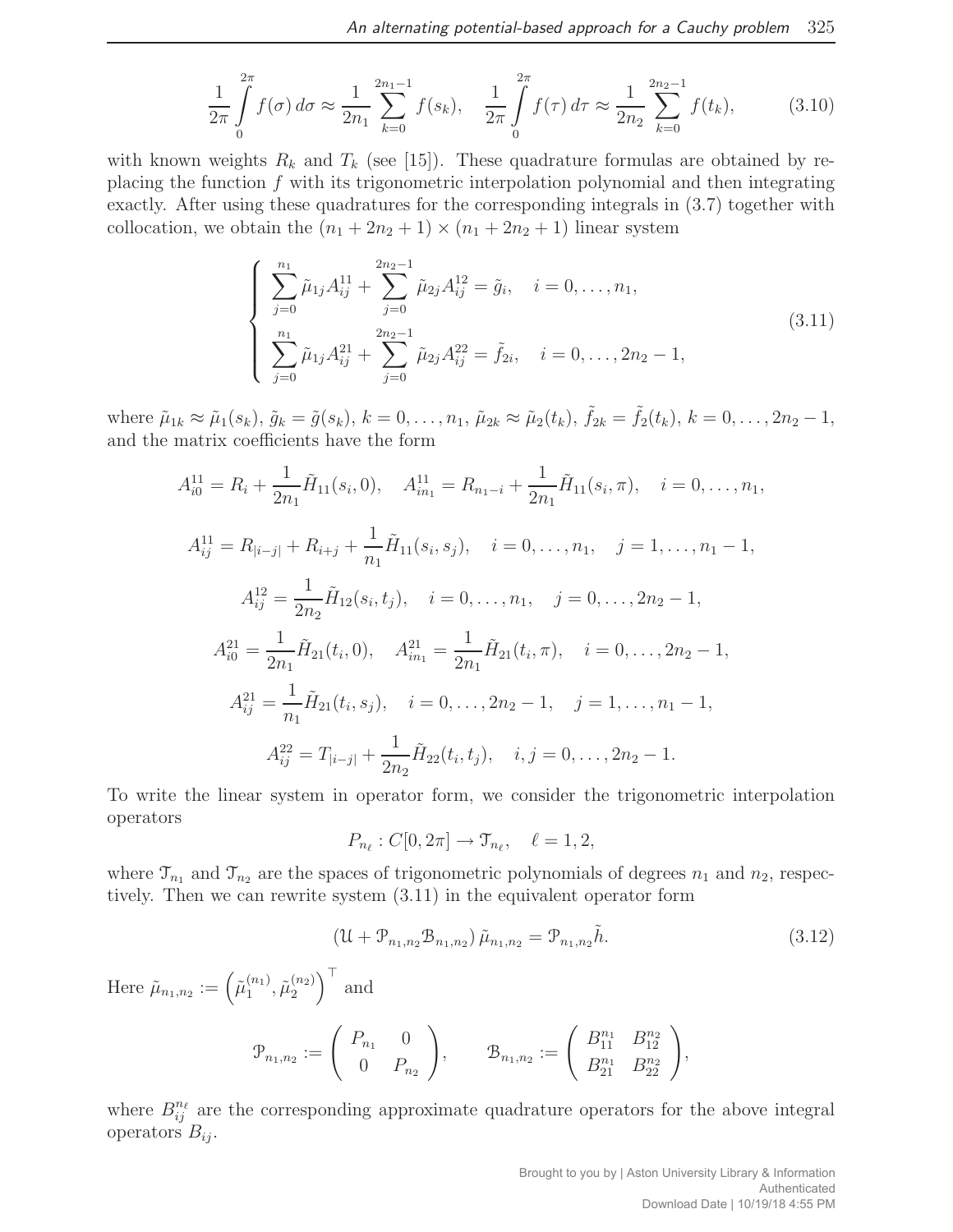$$\frac{1}{2\pi}\int_0^{2\pi} f(\sigma)\,d\sigma \approx \frac{1}{2n_1}\sum_{k=0}^{2n_1-1} f(s_k), \quad \frac{1}{2\pi}\int_0^{2\pi} f(\tau)\,d\tau \approx \frac{1}{2n_2}\sum_{k=0}^{2n_2-1} f(t_k), \tag{3.10}$$

with known weights $R_k$ and $T_k$ (see [15]). These quadrature formulas are obtained by replacing the function $f$ with its trigonometric interpolation polynomial and then integrating exactly. After using these quadratures for the corresponding integrals in (3.7) together with collocation, we obtain the $(n_1 + 2n_2 + 1) \times (n_1 + 2n_2 + 1)$ linear system

$$\begin{cases} \displaystyle\sum_{j=0}^{n_1} \tilde{\mu}_{1j} A_{ij}^{11} + \sum_{j=0}^{2n_2-1} \tilde{\mu}_{2j} A_{ij}^{12} = \tilde{g}_i, \quad i = 0,\ldots,n_1, \\ \displaystyle\sum_{j=0}^{n_1} \tilde{\mu}_{1j} A_{ij}^{21} + \sum_{j=0}^{2n_2-1} \tilde{\mu}_{2j} A_{ij}^{22} = \tilde{f}_{2i}, \quad i = 0,\ldots,2n_2-1, \end{cases} \tag{3.11}$$

where $\tilde{\mu}_{1k} \approx \tilde{\mu}_1(s_k)$, $\tilde{g}_k = \tilde{g}(s_k)$, $k = 0,\ldots,n_1$, $\tilde{\mu}_{2k} \approx \tilde{\mu}_2(t_k)$, $\tilde{f}_{2k} = \tilde{f}_2(t_k)$, $k = 0,\ldots,2n_2-1$, and the matrix coefficients have the form

$$A_{i0}^{11} = R_i + \frac{1}{2n_1}\tilde{H}_{11}(s_i, 0), \quad A_{in_1}^{11} = R_{n_1-i} + \frac{1}{2n_1}\tilde{H}_{11}(s_i, \pi), \quad i = 0,\ldots,n_1,$$

$$A_{ij}^{11} = R_{|i-j|} + R_{i+j} + \frac{1}{n_1}\tilde{H}_{11}(s_i, s_j), \quad i = 0,\ldots,n_1, \quad j = 1,\ldots,n_1-1,$$

$$A_{ij}^{12} = \frac{1}{2n_2}\tilde{H}_{12}(s_i, t_j), \quad i = 0,\ldots,n_1, \quad j = 0,\ldots,2n_2-1,$$

$$A_{i0}^{21} = \frac{1}{2n_1}\tilde{H}_{21}(t_i, 0), \quad A_{in_1}^{21} = \frac{1}{2n_1}\tilde{H}_{21}(t_i, \pi), \quad i = 0,\ldots,2n_2-1,$$

$$A_{ij}^{21} = \frac{1}{n_1}\tilde{H}_{21}(t_i, s_j), \quad i = 0,\ldots,2n_2-1, \quad j = 1,\ldots,n_1-1,$$

$$A_{ij}^{22} = T_{|i-j|} + \frac{1}{2n_2}\tilde{H}_{22}(t_i, t_j), \quad i,j = 0,\ldots,2n_2-1.$$

To write the linear system in operator form, we consider the trigonometric interpolation operators

$$P_{n_\ell} : C[0,2\pi] \to \mathcal{T}_{n_\ell}, \quad \ell = 1,2,$$

where $\mathcal{T}_{n_1}$ and $\mathcal{T}_{n_2}$ are the spaces of trigonometric polynomials of degrees $n_1$ and $n_2$, respectively. Then we can rewrite system (3.11) in the equivalent operator form

$$(\mathcal{U} + \mathcal{P}_{n_1,n_2}\mathcal{B}_{n_1,n_2})\,\tilde{\mu}_{n_1,n_2} = \mathcal{P}_{n_1,n_2}\tilde{h}. \tag{3.12}$$

Here $\tilde{\mu}_{n_1,n_2} := \left(\tilde{\mu}_1^{(n_1)}, \tilde{\mu}_2^{(n_2)}\right)^\top$ and

$$\mathcal{P}_{n_1,n_2} := \begin{pmatrix} P_{n_1} & 0 \\ 0 & P_{n_2} \end{pmatrix}, \qquad \mathcal{B}_{n_1,n_2} := \begin{pmatrix} B_{11}^{n_1} & B_{12}^{n_2} \\ B_{21}^{n_1} & B_{22}^{n_2} \end{pmatrix},$$

where $B_{ij}^{n_\ell}$ are the corresponding approximate quadrature operators for the above integral operators $B_{ij}$.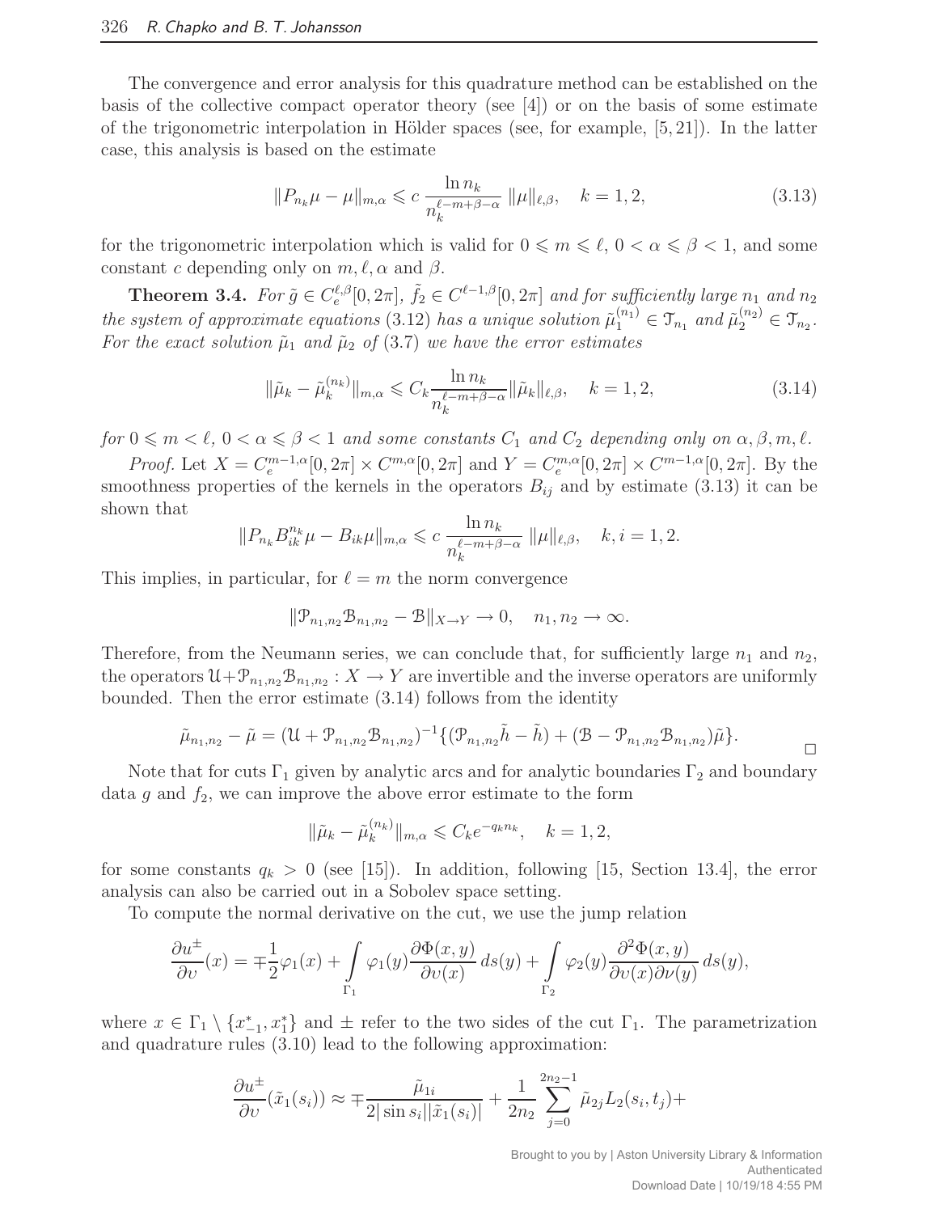The convergence and error analysis for this quadrature method can be established on the basis of the collective compact operator theory (see [4]) or on the basis of some estimate of the trigonometric interpolation in Hölder spaces (see, for example, [5, 21]). In the latter case, this analysis is based on the estimate

$$\|P_{n_k}\mu - \mu\|_{m,\alpha} \leqslant c \, \frac{\ln n_k}{n_k^{\ell-m+\beta-\alpha}} \, \|\mu\|_{\ell,\beta}, \quad k = 1, 2, \tag{3.13}$$

for the trigonometric interpolation which is valid for $0 \leqslant m \leqslant \ell$, $0 < \alpha \leqslant \beta < 1$, and some constant $c$ depending only on $m, \ell, \alpha$ and $\beta$.

**Theorem 3.4.** *For $\tilde{g} \in C_e^{\ell,\beta}[0, 2\pi]$, $\tilde{f}_2 \in C^{\ell-1,\beta}[0, 2\pi]$ and for sufficiently large $n_1$ and $n_2$ the system of approximate equations* (3.12) *has a unique solution $\tilde{\mu}_1^{(n_1)} \in \mathcal{T}_{n_1}$ and $\tilde{\mu}_2^{(n_2)} \in \mathcal{T}_{n_2}$. For the exact solution $\tilde{\mu}_1$ and $\tilde{\mu}_2$ of* (3.7) *we have the error estimates*

$$\|\tilde{\mu}_k - \tilde{\mu}_k^{(n_k)}\|_{m,\alpha} \leqslant C_k \frac{\ln n_k}{n_k^{\ell-m+\beta-\alpha}} \|\tilde{\mu}_k\|_{\ell,\beta}, \quad k = 1, 2, \tag{3.14}$$

*for $0 \leqslant m < \ell$, $0 < \alpha \leqslant \beta < 1$ and some constants $C_1$ and $C_2$ depending only on $\alpha, \beta, m, \ell$.*

*Proof.* Let $X = C_e^{m-1,\alpha}[0, 2\pi] \times C^{m,\alpha}[0, 2\pi]$ and $Y = C_e^{m,\alpha}[0, 2\pi] \times C^{m-1,\alpha}[0, 2\pi]$. By the smoothness properties of the kernels in the operators $B_{ij}$ and by estimate (3.13) it can be shown that

$$\|P_{n_k} B_{ik}^{n_k} \mu - B_{ik}\mu\|_{m,\alpha} \leqslant c \, \frac{\ln n_k}{n_k^{\ell-m+\beta-\alpha}} \, \|\mu\|_{\ell,\beta}, \quad k, i = 1, 2.$$

This implies, in particular, for $\ell = m$ the norm convergence

$$\|\mathcal{P}_{n_1,n_2}\mathcal{B}_{n_1,n_2} - \mathcal{B}\|_{X \to Y} \to 0, \quad n_1, n_2 \to \infty.$$

Therefore, from the Neumann series, we can conclude that, for sufficiently large $n_1$ and $n_2$, the operators $\mathcal{U} + \mathcal{P}_{n_1,n_2}\mathcal{B}_{n_1,n_2} : X \to Y$ are invertible and the inverse operators are uniformly bounded. Then the error estimate (3.14) follows from the identity

$$\tilde{\mu}_{n_1,n_2} - \tilde{\mu} = (\mathcal{U} + \mathcal{P}_{n_1,n_2}\mathcal{B}_{n_1,n_2})^{-1}\{(\mathcal{P}_{n_1,n_2}\tilde{h} - \tilde{h}) + (\mathcal{B} - \mathcal{P}_{n_1,n_2}\mathcal{B}_{n_1,n_2})\tilde{\mu}\}.$$

□

Note that for cuts $\Gamma_1$ given by analytic arcs and for analytic boundaries $\Gamma_2$ and boundary data $g$ and $f_2$, we can improve the above error estimate to the form

$$\|\tilde{\mu}_k - \tilde{\mu}_k^{(n_k)}\|_{m,\alpha} \leqslant C_k e^{-q_k n_k}, \quad k = 1, 2,$$

for some constants $q_k > 0$ (see [15]). In addition, following [15, Section 13.4], the error analysis can also be carried out in a Sobolev space setting.

To compute the normal derivative on the cut, we use the jump relation

$$\frac{\partial u^{\pm}}{\partial \upsilon}(x) = \mp\frac{1}{2}\varphi_1(x) + \int_{\Gamma_1} \varphi_1(y)\frac{\partial \Phi(x, y)}{\partial \upsilon(x)}\, ds(y) + \int_{\Gamma_2} \varphi_2(y)\frac{\partial^2 \Phi(x, y)}{\partial \upsilon(x)\partial \nu(y)}\, ds(y),$$

where $x \in \Gamma_1 \setminus \{x_{-1}^*, x_1^*\}$ and $\pm$ refer to the two sides of the cut $\Gamma_1$. The parametrization and quadrature rules (3.10) lead to the following approximation:

$$\frac{\partial u^{\pm}}{\partial \upsilon}(\tilde{x}_1(s_i)) \approx \mp\frac{\tilde{\mu}_{1i}}{2|\sin s_i||\tilde{x}_1(s_i)|} + \frac{1}{2n_2}\sum_{j=0}^{2n_2-1} \tilde{\mu}_{2j} L_2(s_i, t_j) +$$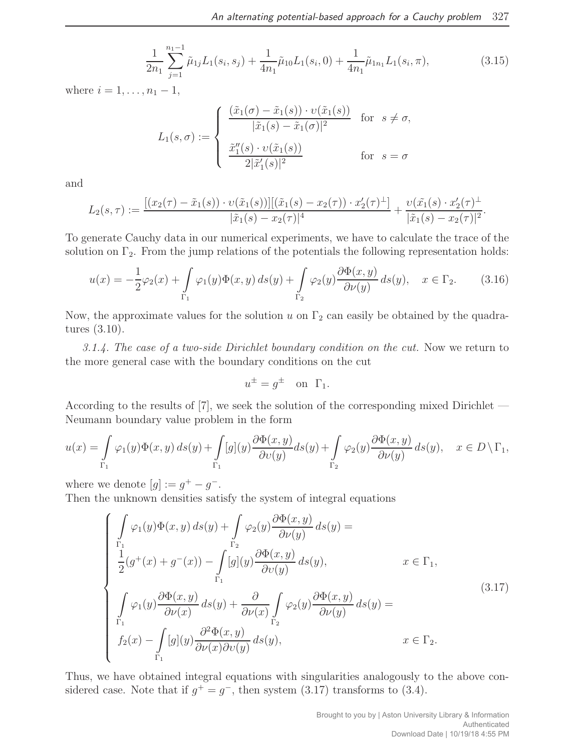$$\frac{1}{2n_1}\sum_{j=1}^{n_1-1}\tilde{\mu}_{1j}L_1(s_i,s_j)+\frac{1}{4n_1}\tilde{\mu}_{10}L_1(s_i,0)+\frac{1}{4n_1}\tilde{\mu}_{1n_1}L_1(s_i,\pi), \tag{3.15}$$

where $i=1,\ldots,n_1-1$,

$$L_1(s,\sigma):=\begin{cases}\dfrac{(\tilde{x}_1(\sigma)-\tilde{x}_1(s))\cdot \upsilon(\tilde{x}_1(s))}{|\tilde{x}_1(s)-\tilde{x}_1(\sigma)|^2} & \text{for} \quad s\neq\sigma,\\[2ex] \dfrac{\tilde{x}_1''(s)\cdot\upsilon(\tilde{x}_1(s))}{2|\tilde{x}_1'(s)|^2} & \text{for} \quad s=\sigma\end{cases}$$

and

$$L_2(s,\tau):=\frac{[(x_2(\tau)-\tilde{x}_1(s))\cdot\upsilon(\tilde{x}_1(s))][(\tilde{x}_1(s)-x_2(\tau))\cdot x_2'(\tau)^{\perp}]}{|\tilde{x}_1(s)-x_2(\tau)|^4}+\frac{\upsilon(\tilde{x_1}(s)\cdot x_2'(\tau)^{\perp}}{|\tilde{x}_1(s)-x_2(\tau)|^2}.$$

To generate Cauchy data in our numerical experiments, we have to calculate the trace of the solution on $\Gamma_2$. From the jump relations of the potentials the following representation holds:

$$u(x)=-\frac{1}{2}\varphi_2(x)+\int\limits_{\Gamma_1}\varphi_1(y)\Phi(x,y)\,ds(y)+\int\limits_{\Gamma_2}\varphi_2(y)\frac{\partial\Phi(x,y)}{\partial\nu(y)}\,ds(y),\quad x\in\Gamma_2. \tag{3.16}$$

Now, the approximate values for the solution $u$ on $\Gamma_2$ can easily be obtained by the quadratures (3.10).

*3.1.4. The case of a two-side Dirichlet boundary condition on the cut.* Now we return to the more general case with the boundary conditions on the cut

$$u^{\pm}=g^{\pm}\quad\text{on}\ \ \Gamma_1.$$

According to the results of [7], we seek the solution of the corresponding mixed Dirichlet — Neumann boundary value problem in the form

$$u(x)=\int\limits_{\Gamma_1}\varphi_1(y)\Phi(x,y)\,ds(y)+\int\limits_{\Gamma_1}[g](y)\frac{\partial\Phi(x,y)}{\partial\upsilon(y)}ds(y)+\int\limits_{\Gamma_2}\varphi_2(y)\frac{\partial\Phi(x,y)}{\partial\nu(y)}\,ds(y),\quad x\in D\setminus\Gamma_1,$$

where we denote $[g]:=g^+-g^-$.

Then the unknown densities satisfy the system of integral equations

$$\begin{cases}\displaystyle\int\limits_{\Gamma_1}\varphi_1(y)\Phi(x,y)\,ds(y)+\int\limits_{\Gamma_2}\varphi_2(y)\frac{\partial\Phi(x,y)}{\partial\nu(y)}\,ds(y)=\\ \displaystyle\frac{1}{2}(g^+(x)+g^-(x))-\int\limits_{\Gamma_1}[g](y)\frac{\partial\Phi(x,y)}{\partial\upsilon(y)}\,ds(y), & x\in\Gamma_1,\\ \displaystyle\int\limits_{\Gamma_1}\varphi_1(y)\frac{\partial\Phi(x,y)}{\partial\nu(x)}\,ds(y)+\frac{\partial}{\partial\nu(x)}\int\limits_{\Gamma_2}\varphi_2(y)\frac{\partial\Phi(x,y)}{\partial\nu(y)}\,ds(y)=\\ \displaystyle f_2(x)-\int\limits_{\Gamma_1}[g](y)\frac{\partial^2\Phi(x,y)}{\partial\nu(x)\partial\upsilon(y)}\,ds(y), & x\in\Gamma_2.\end{cases} \tag{3.17}$$

Thus, we have obtained integral equations with singularities analogously to the above considered case. Note that if $g^+=g^-$, then system (3.17) transforms to (3.4).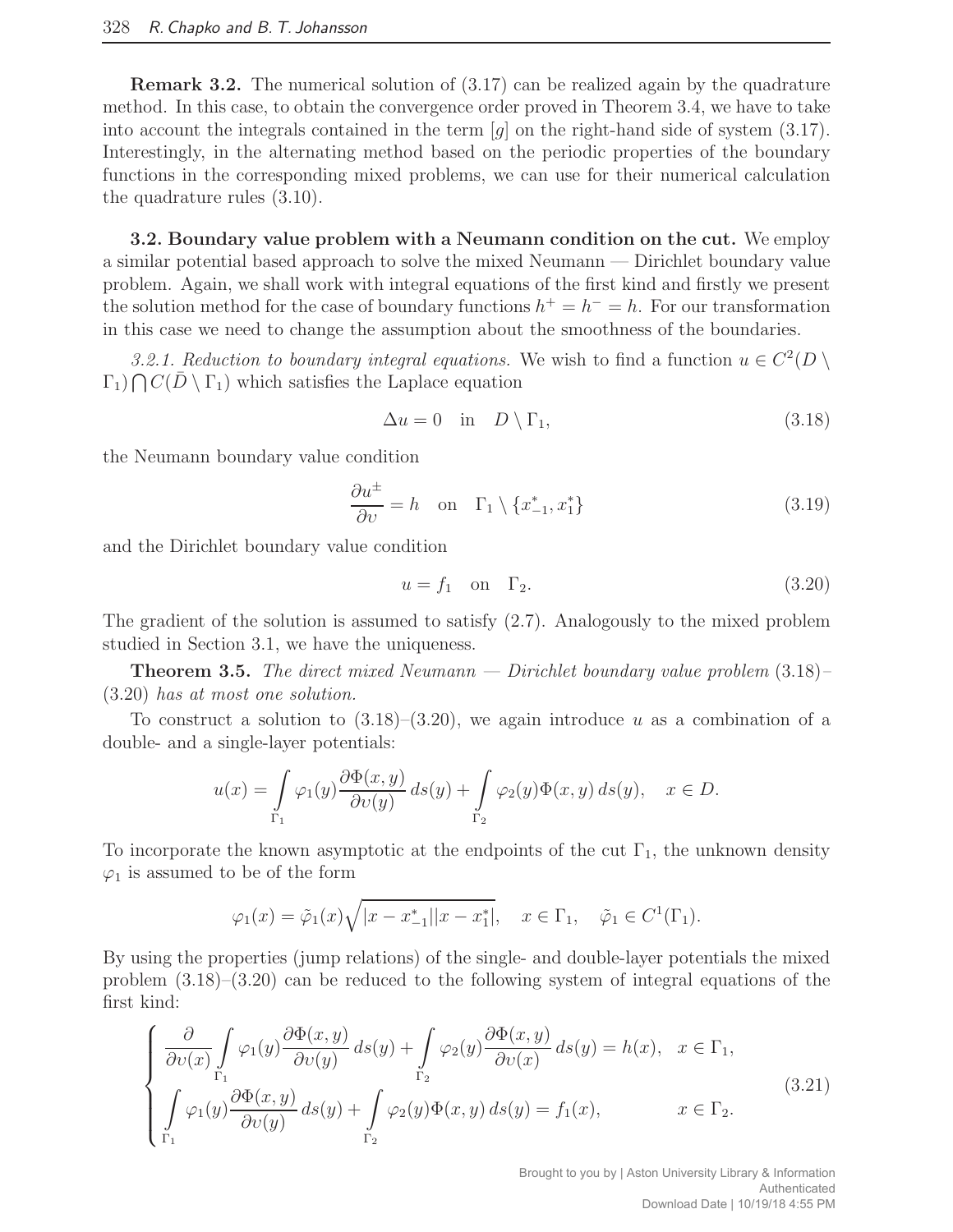**Remark 3.2.** The numerical solution of (3.17) can be realized again by the quadrature method. In this case, to obtain the convergence order proved in Theorem 3.4, we have to take into account the integrals contained in the term $[g]$ on the right-hand side of system (3.17). Interestingly, in the alternating method based on the periodic properties of the boundary functions in the corresponding mixed problems, we can use for their numerical calculation the quadrature rules (3.10).

**3.2. Boundary value problem with a Neumann condition on the cut.** We employ a similar potential based approach to solve the mixed Neumann — Dirichlet boundary value problem. Again, we shall work with integral equations of the first kind and firstly we present the solution method for the case of boundary functions $h^+ = h^- = h$. For our transformation in this case we need to change the assumption about the smoothness of the boundaries.

*3.2.1. Reduction to boundary integral equations.* We wish to find a function $u \in C^2(D \setminus \Gamma_1) \bigcap C(\bar{D} \setminus \Gamma_1)$ which satisfies the Laplace equation

$$\Delta u = 0 \quad \text{in} \quad D \setminus \Gamma_1, \tag{3.18}$$

the Neumann boundary value condition

$$\frac{\partial u^\pm}{\partial \upsilon} = h \quad \text{on} \quad \Gamma_1 \setminus \{x_{-1}^*, x_1^*\} \tag{3.19}$$

and the Dirichlet boundary value condition

$$u = f_1 \quad \text{on} \quad \Gamma_2. \tag{3.20}$$

The gradient of the solution is assumed to satisfy (2.7). Analogously to the mixed problem studied in Section 3.1, we have the uniqueness.

**Theorem 3.5.** *The direct mixed Neumann — Dirichlet boundary value problem* (3.18)–(3.20) *has at most one solution.*

To construct a solution to (3.18)–(3.20), we again introduce $u$ as a combination of a double- and a single-layer potentials:

$$u(x) = \int\limits_{\Gamma_1} \varphi_1(y) \frac{\partial \Phi(x,y)}{\partial \upsilon(y)} \, ds(y) + \int\limits_{\Gamma_2} \varphi_2(y) \Phi(x,y) \, ds(y), \quad x \in D.$$

To incorporate the known asymptotic at the endpoints of the cut $\Gamma_1$, the unknown density $\varphi_1$ is assumed to be of the form

$$\varphi_1(x) = \tilde{\varphi}_1(x) \sqrt{|x - x_{-1}^*||x - x_1^*|}, \quad x \in \Gamma_1, \quad \tilde{\varphi}_1 \in C^1(\Gamma_1).$$

By using the properties (jump relations) of the single- and double-layer potentials the mixed problem (3.18)–(3.20) can be reduced to the following system of integral equations of the first kind:

$$\begin{cases} \dfrac{\partial}{\partial \upsilon(x)} \displaystyle\int\limits_{\Gamma_1} \varphi_1(y) \frac{\partial \Phi(x,y)}{\partial \upsilon(y)} \, ds(y) + \int\limits_{\Gamma_2} \varphi_2(y) \frac{\partial \Phi(x,y)}{\partial \upsilon(x)} \, ds(y) = h(x), & x \in \Gamma_1, \\ \displaystyle\int\limits_{\Gamma_1} \varphi_1(y) \frac{\partial \Phi(x,y)}{\partial \upsilon(y)} \, ds(y) + \int\limits_{\Gamma_2} \varphi_2(y) \Phi(x,y) \, ds(y) = f_1(x), & x \in \Gamma_2. \end{cases} \tag{3.21}$$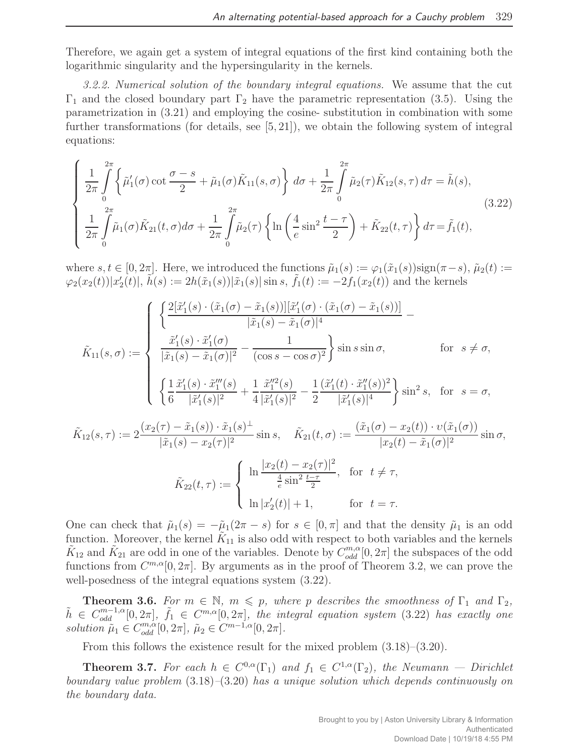Therefore, we again get a system of integral equations of the first kind containing both the logarithmic singularity and the hypersingularity in the kernels.

*3.2.2. Numerical solution of the boundary integral equations.* We assume that the cut $\Gamma_1$ and the closed boundary part $\Gamma_2$ have the parametric representation (3.5). Using the parametrization in (3.21) and employing the cosine- substitution in combination with some further transformations (for details, see [5, 21]), we obtain the following system of integral equations:

$$
\begin{cases}
\dfrac{1}{2\pi}\displaystyle\int_0^{2\pi}\left\{\tilde{\mu}_1'(\sigma)\cot\frac{\sigma-s}{2}+\tilde{\mu}_1(\sigma)\tilde{K}_{11}(s,\sigma)\right\}d\sigma+\frac{1}{2\pi}\int_0^{2\pi}\tilde{\mu}_2(\tau)\tilde{K}_{12}(s,\tau)\,d\tau=\tilde{h}(s),\\[2ex]
\dfrac{1}{2\pi}\displaystyle\int_0^{2\pi}\tilde{\mu}_1(\sigma)\tilde{K}_{21}(t,\sigma)d\sigma+\frac{1}{2\pi}\int_0^{2\pi}\tilde{\mu}_2(\tau)\left\{\ln\left(\frac{4}{e}\sin^2\frac{t-\tau}{2}\right)+\tilde{K}_{22}(t,\tau)\right\}d\tau=\tilde{f}_1(t),
\end{cases}
\tag{3.22}
$$

where $s,t\in[0,2\pi]$. Here, we introduced the functions $\tilde{\mu}_1(s):=\varphi_1(\tilde{x}_1(s))\mathrm{sign}(\pi-s)$, $\tilde{\mu}_2(t):=\varphi_2(x_2(t))|x_2'(t)|$, $\tilde{h}(s):=2h(\tilde{x}_1(s))|\tilde{x}_1(s)|\sin s$, $\tilde{f}_1(t):=-2f_1(x_2(t))$ and the kernels

$$
\tilde{K}_{11}(s,\sigma):=\begin{cases}
\left\{\dfrac{2[\tilde{x}_1'(s)\cdot(\tilde{x}_1(\sigma)-\tilde{x}_1(s))][\tilde{x}_1'(\sigma)\cdot(\tilde{x}_1(\sigma)-\tilde{x}_1(s))]}{|\tilde{x}_1(s)-\tilde{x}_1(\sigma)|^4}-\right.\\[2ex]
\left.\dfrac{\tilde{x}_1'(s)\cdot\tilde{x}_1'(\sigma)}{|\tilde{x}_1(s)-\tilde{x}_1(\sigma)|^2}-\dfrac{1}{(\cos s-\cos\sigma)^2}\right\}\sin s\sin\sigma, & \text{for}\quad s\neq\sigma,\\[2ex]
\left\{\dfrac{1}{6}\dfrac{\tilde{x}_1'(s)\cdot\tilde{x}_1'''(s)}{|\tilde{x}_1'(s)|^2}+\dfrac{1}{4}\dfrac{\tilde{x}_1''^2(s)}{|\tilde{x}_1'(s)|^2}-\dfrac{1}{2}\dfrac{(\tilde{x}_1'(t)\cdot\tilde{x}_1''(s))^2}{|\tilde{x}_1'(s)|^4}\right\}\sin^2 s, & \text{for}\quad s=\sigma,
\end{cases}
$$

$$
\tilde{K}_{12}(s,\tau):=2\frac{(x_2(\tau)-\tilde{x}_1(s))\cdot\tilde{x}_1(s)^{\perp}}{|\tilde{x}_1(s)-x_2(\tau)|^2}\sin s,\quad \tilde{K}_{21}(t,\sigma):=\frac{(\tilde{x}_1(\sigma)-x_2(t))\cdot\upsilon(\tilde{x}_1(\sigma))}{|x_2(t)-\tilde{x}_1(\sigma)|^2}\sin\sigma,
$$

$$
\tilde{K}_{22}(t,\tau):=\begin{cases}
\ln\dfrac{|x_2(t)-x_2(\tau)|^2}{\frac{4}{e}\sin^2\frac{t-\tau}{2}}, & \text{for}\quad t\neq\tau,\\[2ex]
\ln|x_2'(t)|+1, & \text{for}\quad t=\tau.
\end{cases}
$$

One can check that $\tilde{\mu}_1(s)=-\tilde{\mu}_1(2\pi-s)$ for $s\in[0,\pi]$ and that the density $\tilde{\mu}_1$ is an odd function. Moreover, the kernel $\tilde{K}_{11}$ is also odd with respect to both variables and the kernels $\tilde{K}_{12}$ and $\tilde{K}_{21}$ are odd in one of the variables. Denote by $C^{m,\alpha}_{odd}[0,2\pi]$ the subspaces of the odd functions from $C^{m,\alpha}[0,2\pi]$. By arguments as in the proof of Theorem 3.2, we can prove the well-posedness of the integral equations system (3.22).

**Theorem 3.6.** *For $m\in\mathbb{N}$, $m\leqslant p$, where $p$ describes the smoothness of $\Gamma_1$ and $\Gamma_2$, $\tilde{h}\in C^{m-1,\alpha}_{odd}[0,2\pi]$, $\tilde{f}_1\in C^{m,\alpha}[0,2\pi]$, the integral equation system* (3.22) *has exactly one solution $\tilde{\mu}_1\in C^{m,\alpha}_{odd}[0,2\pi]$, $\tilde{\mu}_2\in C^{m-1,\alpha}[0,2\pi]$.*

From this follows the existence result for the mixed problem (3.18)–(3.20).

**Theorem 3.7.** *For each $h\in C^{0,\alpha}(\Gamma_1)$ and $f_1\in C^{1,\alpha}(\Gamma_2)$, the Neumann — Dirichlet boundary value problem* (3.18)*–*(3.20) *has a unique solution which depends continuously on the boundary data.*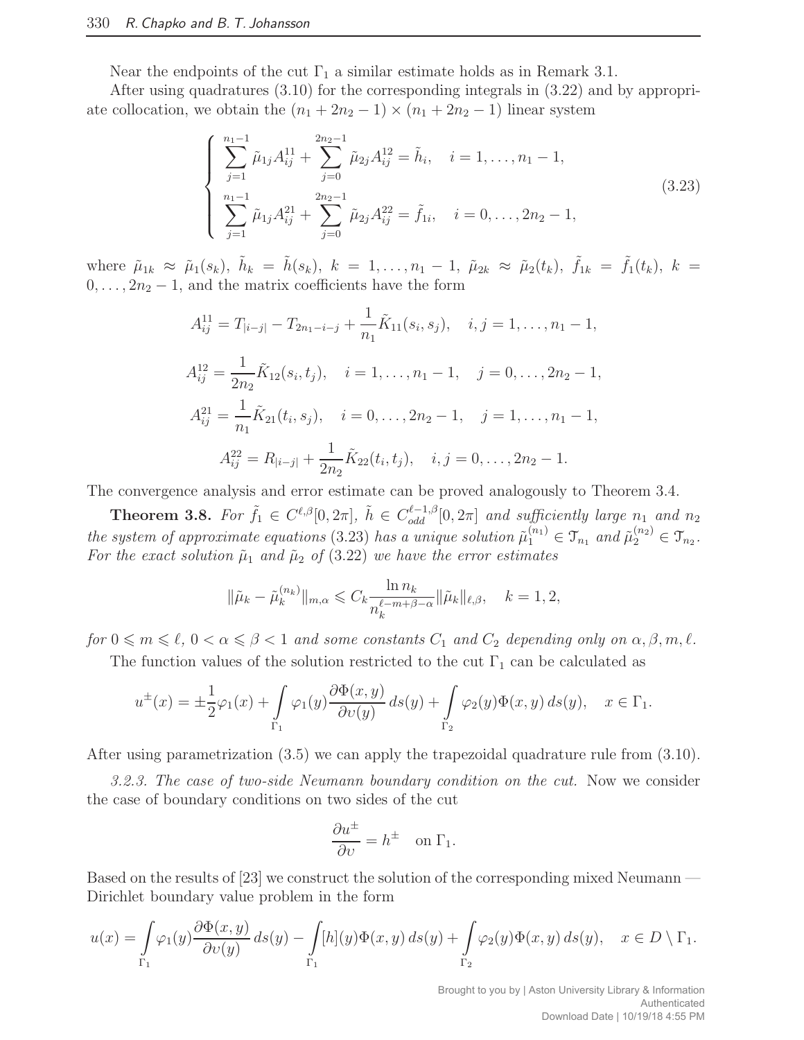Near the endpoints of the cut $\Gamma_1$ a similar estimate holds as in Remark 3.1.

After using quadratures (3.10) for the corresponding integrals in (3.22) and by appropriate collocation, we obtain the $(n_1 + 2n_2 - 1) \times (n_1 + 2n_2 - 1)$ linear system

$$
\left\{
\begin{array}{l}
\displaystyle\sum_{j=1}^{n_1-1} \tilde{\mu}_{1j} A_{ij}^{11} + \sum_{j=0}^{2n_2-1} \tilde{\mu}_{2j} A_{ij}^{12} = \tilde{h}_i, \quad i = 1, \ldots, n_1 - 1, \\
\displaystyle\sum_{j=1}^{n_1-1} \tilde{\mu}_{1j} A_{ij}^{21} + \sum_{j=0}^{2n_2-1} \tilde{\mu}_{2j} A_{ij}^{22} = \tilde{f}_{1i}, \quad i = 0, \ldots, 2n_2 - 1,
\end{array}
\right.
\tag{3.23}
$$

where $\tilde{\mu}_{1k} \approx \tilde{\mu}_1(s_k)$, $\tilde{h}_k = \tilde{h}(s_k)$, $k = 1, \ldots, n_1 - 1$, $\tilde{\mu}_{2k} \approx \tilde{\mu}_2(t_k)$, $\tilde{f}_{1k} = \tilde{f}_1(t_k)$, $k = 0, \ldots, 2n_2 - 1$, and the matrix coefficients have the form

$$
A_{ij}^{11} = T_{|i-j|} - T_{2n_1-i-j} + \frac{1}{n_1} \tilde{K}_{11}(s_i, s_j), \quad i, j = 1, \ldots, n_1 - 1,
$$

$$
A_{ij}^{12} = \frac{1}{2n_2} \tilde{K}_{12}(s_i, t_j), \quad i = 1, \ldots, n_1 - 1, \quad j = 0, \ldots, 2n_2 - 1,
$$

$$
A_{ij}^{21} = \frac{1}{n_1} \tilde{K}_{21}(t_i, s_j), \quad i = 0, \ldots, 2n_2 - 1, \quad j = 1, \ldots, n_1 - 1,
$$

$$
A_{ij}^{22} = R_{|i-j|} + \frac{1}{2n_2} \tilde{K}_{22}(t_i, t_j), \quad i, j = 0, \ldots, 2n_2 - 1.
$$

The convergence analysis and error estimate can be proved analogously to Theorem 3.4.

**Theorem 3.8.** *For $\tilde{f}_1 \in C^{\ell,\beta}[0, 2\pi]$, $\tilde{h} \in C_{odd}^{\ell-1,\beta}[0, 2\pi]$ and sufficiently large $n_1$ and $n_2$ the system of approximate equations (3.23) has a unique solution $\tilde{\mu}_1^{(n_1)} \in \mathfrak{T}_{n_1}$ and $\tilde{\mu}_2^{(n_2)} \in \mathfrak{T}_{n_2}$. For the exact solution $\tilde{\mu}_1$ and $\tilde{\mu}_2$ of (3.22) we have the error estimates*

$$
\|\tilde{\mu}_k - \tilde{\mu}_k^{(n_k)}\|_{m,\alpha} \leqslant C_k \frac{\ln n_k}{n_k^{\ell-m+\beta-\alpha}} \|\tilde{\mu}_k\|_{\ell,\beta}, \quad k = 1, 2,
$$

*for $0 \leqslant m \leqslant \ell$, $0 < \alpha \leqslant \beta < 1$ and some constants $C_1$ and $C_2$ depending only on $\alpha, \beta, m, \ell$.*

The function values of the solution restricted to the cut $\Gamma_1$ can be calculated as

$$
u^{\pm}(x) = \pm \frac{1}{2} \varphi_1(x) + \int_{\Gamma_1} \varphi_1(y) \frac{\partial \Phi(x, y)}{\partial \upsilon(y)} \, ds(y) + \int_{\Gamma_2} \varphi_2(y) \Phi(x, y) \, ds(y), \quad x \in \Gamma_1.
$$

After using parametrization (3.5) we can apply the trapezoidal quadrature rule from (3.10).

*3.2.3. The case of two-side Neumann boundary condition on the cut.* Now we consider the case of boundary conditions on two sides of the cut

$$
\frac{\partial u^{\pm}}{\partial \upsilon} = h^{\pm} \quad \text{on } \Gamma_1.
$$

Based on the results of [23] we construct the solution of the corresponding mixed Neumann — Dirichlet boundary value problem in the form

$$
u(x) = \int_{\Gamma_1} \varphi_1(y) \frac{\partial \Phi(x, y)}{\partial \upsilon(y)} \, ds(y) - \int_{\Gamma_1} [h](y) \Phi(x, y) \, ds(y) + \int_{\Gamma_2} \varphi_2(y) \Phi(x, y) \, ds(y), \quad x \in D \setminus \Gamma_1.
$$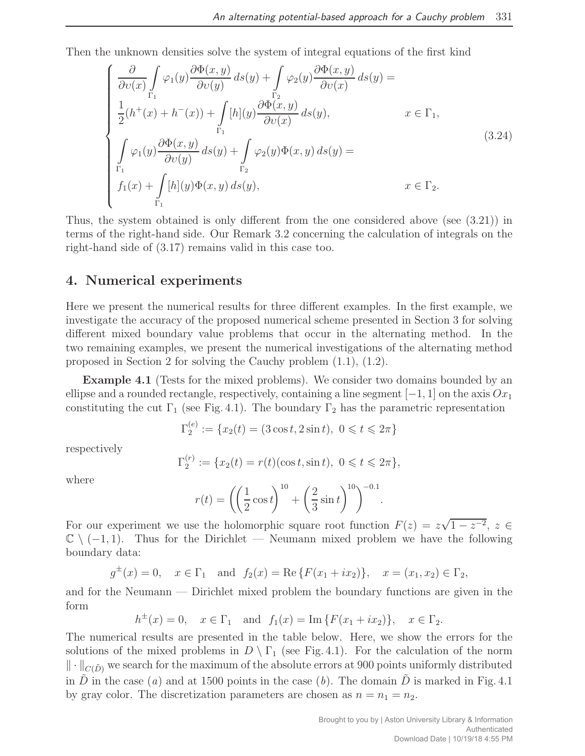Then the unknown densities solve the system of integral equations of the first kind

$$
\begin{cases}
\dfrac{\partial}{\partial \upsilon(x)} \displaystyle\int_{\Gamma_1} \varphi_1(y) \frac{\partial \Phi(x,y)}{\partial \upsilon(y)}\, ds(y) + \int_{\Gamma_2} \varphi_2(y) \frac{\partial \Phi(x,y)}{\partial \upsilon(x)}\, ds(y) = \\
\dfrac{1}{2}(h^+(x) + h^-(x)) + \displaystyle\int_{\Gamma_1} [h](y) \frac{\partial \Phi(x,y)}{\partial \upsilon(x)}\, ds(y), & x \in \Gamma_1, \\
\displaystyle\int_{\Gamma_1} \varphi_1(y) \frac{\partial \Phi(x,y)}{\partial \upsilon(y)}\, ds(y) + \int_{\Gamma_2} \varphi_2(y) \Phi(x,y)\, ds(y) = \\
f_1(x) + \displaystyle\int_{\Gamma_1} [h](y) \Phi(x,y)\, ds(y), & x \in \Gamma_2.
\end{cases}
\tag{3.24}
$$

Thus, the system obtained is only different from the one considered above (see (3.21)) in terms of the right-hand side. Our Remark 3.2 concerning the calculation of integrals on the right-hand side of (3.17) remains valid in this case too.

## 4. Numerical experiments

Here we present the numerical results for three different examples. In the first example, we investigate the accuracy of the proposed numerical scheme presented in Section 3 for solving different mixed boundary value problems that occur in the alternating method. In the two remaining examples, we present the numerical investigations of the alternating method proposed in Section 2 for solving the Cauchy problem (1.1), (1.2).

**Example 4.1** (Tests for the mixed problems). We consider two domains bounded by an ellipse and a rounded rectangle, respectively, containing a line segment $[-1, 1]$ on the axis $Ox_1$ constituting the cut $\Gamma_1$ (see Fig. 4.1). The boundary $\Gamma_2$ has the parametric representation

$$
\Gamma_2^{(e)} := \{x_2(t) = (3\cos t, 2\sin t),\ 0 \leqslant t \leqslant 2\pi\}
$$

respectively

$$
\Gamma_2^{(r)} := \{x_2(t) = r(t)(\cos t, \sin t),\ 0 \leqslant t \leqslant 2\pi\},
$$

where

$$
r(t) = \left( \left( \frac{1}{2}\cos t \right)^{10} + \left( \frac{2}{3}\sin t \right)^{10} \right)^{-0.1}.
$$

For our experiment we use the holomorphic square root function $F(z) = z\sqrt{1 - z^{-2}}$, $z \in \mathbb{C} \setminus (-1, 1)$. Thus for the Dirichlet — Neumann mixed problem we have the following boundary data:

$$
g^{\pm}(x) = 0, \quad x \in \Gamma_1 \quad \text{and} \quad f_2(x) = \operatorname{Re}\{F(x_1 + ix_2)\}, \quad x = (x_1, x_2) \in \Gamma_2,
$$

and for the Neumann — Dirichlet mixed problem the boundary functions are given in the form

$$
h^{\pm}(x) = 0, \quad x \in \Gamma_1 \quad \text{and} \quad f_1(x) = \operatorname{Im}\{F(x_1 + ix_2)\}, \quad x \in \Gamma_2.
$$

The numerical results are presented in the table below. Here, we show the errors for the solutions of the mixed problems in $D \setminus \Gamma_1$ (see Fig. 4.1). For the calculation of the norm $\|\cdot\|_{C(\tilde{D})}$ we search for the maximum of the absolute errors at 900 points uniformly distributed in $\tilde{D}$ in the case $(a)$ and at 1500 points in the case $(b)$. The domain $\tilde{D}$ is marked in Fig. 4.1 by gray color. The discretization parameters are chosen as $n = n_1 = n_2$.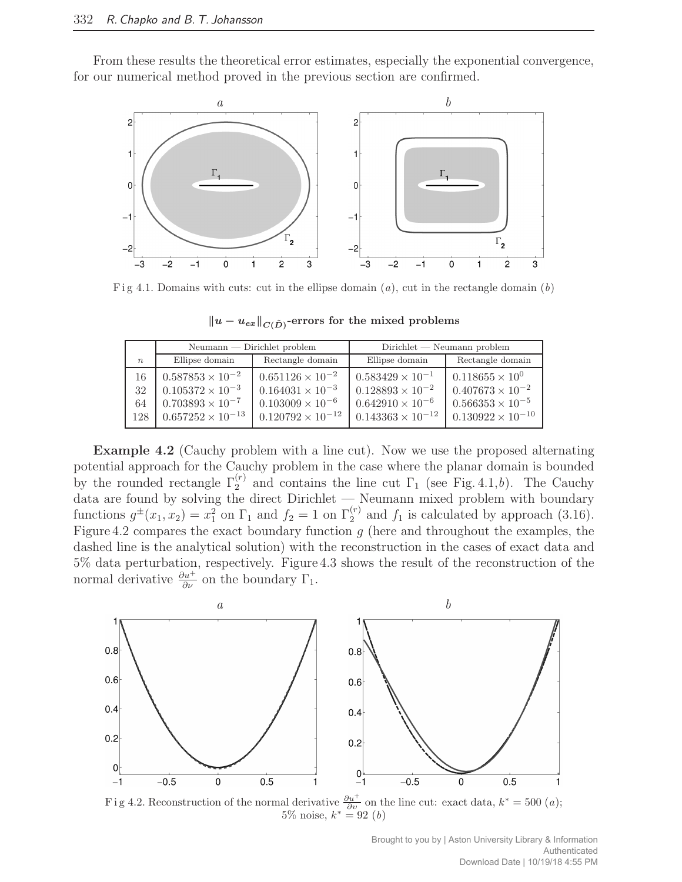From these results the theoretical error estimates, especially the exponential convergence, for our numerical method proved in the previous section are confirmed.

Fig 4.1. Domains with cuts: cut in the ellipse domain ($a$), cut in the rectangle domain ($b$)

**$\|u - u_{ex}\|_{C(\tilde{D})}$-errors for the mixed problems**

| $n$ | Neumann — Dirichlet problem | | Dirichlet — Neumann problem | |
|---|---|---|---|---|
| | Ellipse domain | Rectangle domain | Ellipse domain | Rectangle domain |
| 16 | $0.587853 \times 10^{-2}$ | $0.651126 \times 10^{-2}$ | $0.583429 \times 10^{-1}$ | $0.118655 \times 10^{0}$ |
| 32 | $0.105372 \times 10^{-3}$ | $0.164031 \times 10^{-3}$ | $0.128893 \times 10^{-2}$ | $0.407673 \times 10^{-2}$ |
| 64 | $0.703893 \times 10^{-7}$ | $0.103009 \times 10^{-6}$ | $0.642910 \times 10^{-6}$ | $0.566353 \times 10^{-5}$ |
| 128 | $0.657252 \times 10^{-13}$ | $0.120792 \times 10^{-12}$ | $0.143363 \times 10^{-12}$ | $0.130922 \times 10^{-10}$ |

**Example 4.2** (Cauchy problem with a line cut). Now we use the proposed alternating potential approach for the Cauchy problem in the case where the planar domain is bounded by the rounded rectangle $\Gamma_2^{(r)}$ and contains the line cut $\Gamma_1$ (see Fig. 4.1,$b$). The Cauchy data are found by solving the direct Dirichlet — Neumann mixed problem with boundary functions $g^{\pm}(x_1, x_2) = x_1^2$ on $\Gamma_1$ and $f_2 = 1$ on $\Gamma_2^{(r)}$ and $f_1$ is calculated by approach (3.16). Figure 4.2 compares the exact boundary function $g$ (here and throughout the examples, the dashed line is the analytical solution) with the reconstruction in the cases of exact data and 5% data perturbation, respectively. Figure 4.3 shows the result of the reconstruction of the normal derivative $\frac{\partial u^+}{\partial \nu}$ on the boundary $\Gamma_1$.

Fig 4.2. Reconstruction of the normal derivative $\frac{\partial u^+}{\partial \upsilon}$ on the line cut: exact data, $k^* = 500$ ($a$); 5% noise, $k^* = 92$ ($b$)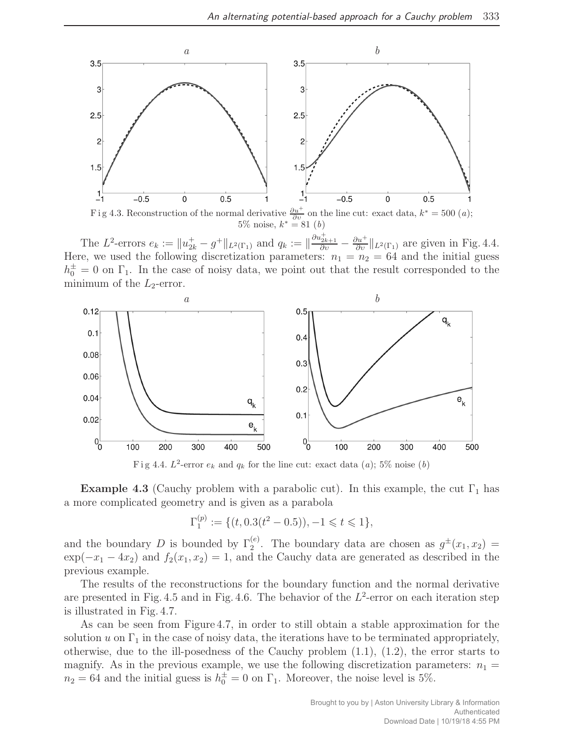Fig 4.3. Reconstruction of the normal derivative $\frac{\partial u^+}{\partial \upsilon}$ on the line cut: exact data, $k^* = 500$ (*a*); 5% noise, $k^* = 81$ (*b*)

The $L^2$-errors $e_k := \|u^+_{2k} - g^+\|_{L^2(\Gamma_1)}$ and $q_k := \|\frac{\partial u^+_{2k+1}}{\partial \upsilon} - \frac{\partial u^+}{\partial \upsilon}\|_{L^2(\Gamma_1)}$ are given in Fig. 4.4. Here, we used the following discretization parameters: $n_1 = n_2 = 64$ and the initial guess $h_0^\pm = 0$ on $\Gamma_1$. In the case of noisy data, we point out that the result corresponded to the minimum of the $L_2$-error.

Fig 4.4. $L^2$-error $e_k$ and $q_k$ for the line cut: exact data (*a*); 5% noise (*b*)

**Example 4.3** (Cauchy problem with a parabolic cut). In this example, the cut $\Gamma_1$ has a more complicated geometry and is given as a parabola

$$\Gamma_1^{(p)} := \{(t, 0.3(t^2 - 0.5)), -1 \leqslant t \leqslant 1\},$$

and the boundary $D$ is bounded by $\Gamma_2^{(e)}$. The boundary data are chosen as $g^\pm(x_1, x_2) = \exp(-x_1 - 4x_2)$ and $f_2(x_1, x_2) = 1$, and the Cauchy data are generated as described in the previous example.

The results of the reconstructions for the boundary function and the normal derivative are presented in Fig. 4.5 and in Fig. 4.6. The behavior of the $L^2$-error on each iteration step is illustrated in Fig. 4.7.

As can be seen from Figure 4.7, in order to still obtain a stable approximation for the solution $u$ on $\Gamma_1$ in the case of noisy data, the iterations have to be terminated appropriately, otherwise, due to the ill-posedness of the Cauchy problem (1.1), (1.2), the error starts to magnify. As in the previous example, we use the following discretization parameters: $n_1 = n_2 = 64$ and the initial guess is $h_0^\pm = 0$ on $\Gamma_1$. Moreover, the noise level is 5%.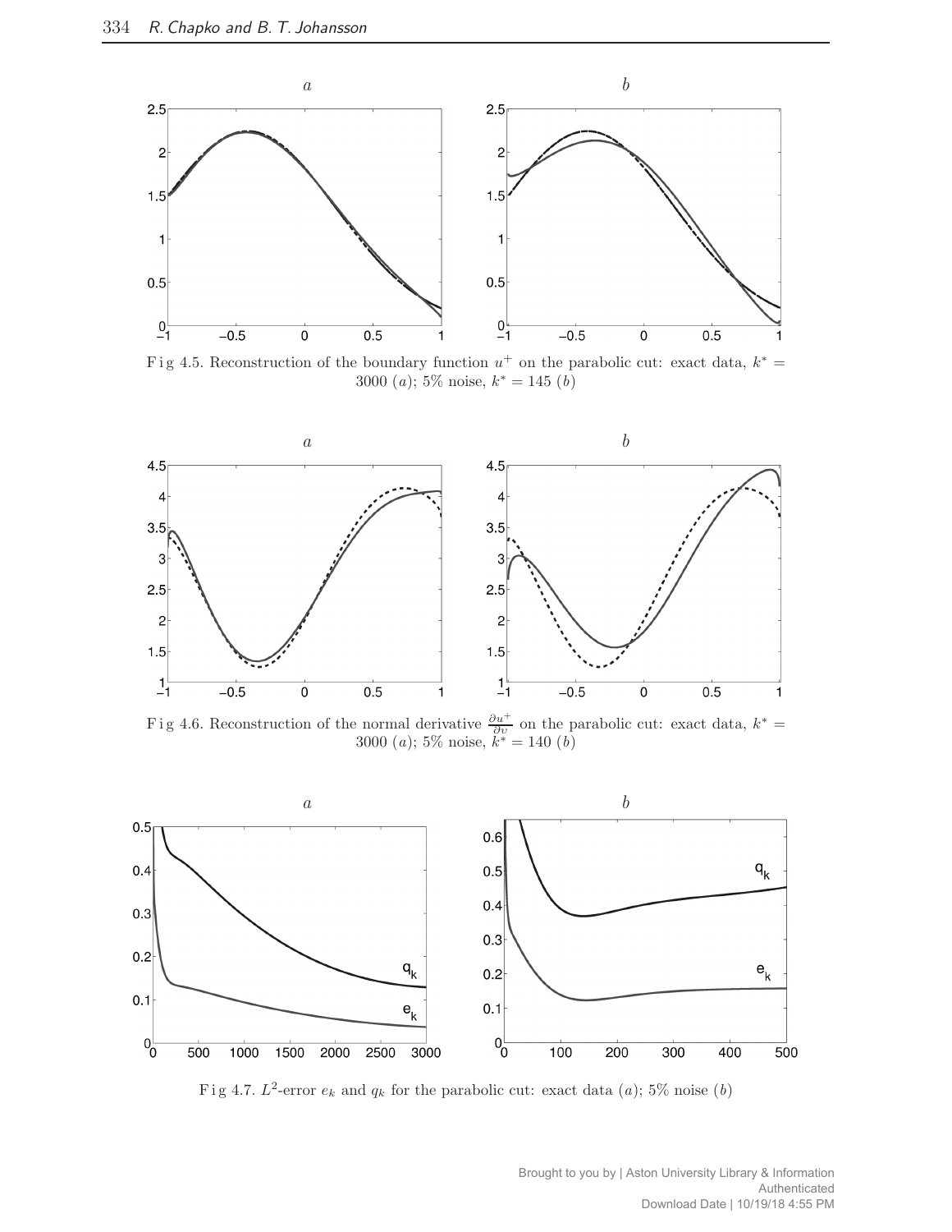Fig 4.5. Reconstruction of the boundary function $u^+$ on the parabolic cut: exact data, $k^* = 3000$ ($a$); 5% noise, $k^* = 145$ ($b$)

Fig 4.6. Reconstruction of the normal derivative $\frac{\partial u^+}{\partial \nu}$ on the parabolic cut: exact data, $k^* = 3000$ ($a$); 5% noise, $k^* = 140$ ($b$)

Fig 4.7. $L^2$-error $e_k$ and $q_k$ for the parabolic cut: exact data ($a$); 5% noise ($b$)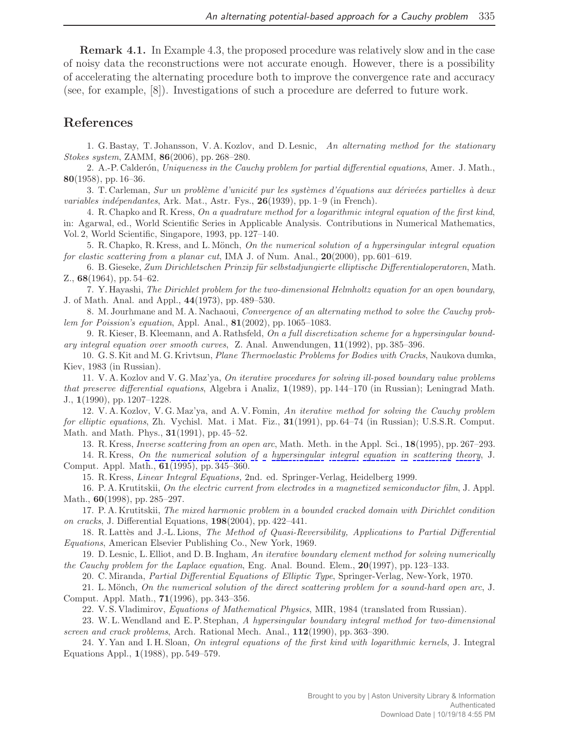**Remark 4.1.** In Example 4.3, the proposed procedure was relatively slow and in the case of noisy data the reconstructions were not accurate enough. However, there is a possibility of accelerating the alternating procedure both to improve the convergence rate and accuracy (see, for example, [8]). Investigations of such a procedure are deferred to future work.

## References

1. G. Bastay, T. Johansson, V. A. Kozlov, and D. Lesnic, *An alternating method for the stationary Stokes system*, ZAMM, **86**(2006), pp. 268–280.

2. A.-P. Calderón, *Uniqueness in the Cauchy problem for partial differential equations*, Amer. J. Math., **80**(1958), pp. 16–36.

3. T. Carleman, *Sur un problème d'unicité pur les systèmes d'équations aux dérivées partielles à deux variables indépendantes*, Ark. Mat., Astr. Fys., **26**(1939), pp. 1–9 (in French).

4. R. Chapko and R. Kress, *On a quadrature method for a logarithmic integral equation of the first kind*, in: Agarwal, ed., World Scientific Series in Applicable Analysis. Contributions in Numerical Mathematics, Vol. 2, World Scientific, Singapore, 1993, pp. 127–140.

5. R. Chapko, R. Kress, and L. Mönch, *On the numerical solution of a hypersingular integral equation for elastic scattering from a planar cut*, IMA J. of Num. Anal., **20**(2000), pp. 601–619.

6. B. Gieseke, *Zum Dirichletschen Prinzip für selbstadjungierte elliptische Differentialoperatoren*, Math. Z., **68**(1964), pp. 54–62.

7. Y. Hayashi, *The Dirichlet problem for the two-dimensional Helmholtz equation for an open boundary*, J. of Math. Anal. and Appl., **44**(1973), pp. 489–530.

8. M. Jourhmane and M. A. Nachaoui, *Convergence of an alternating method to solve the Cauchy problem for Poisson's equation*, Appl. Anal., **81**(2002), pp. 1065–1083.

9. R. Kieser, B. Kleemann, and A. Rathsfeld, *On a full discretization scheme for a hypersingular boundary integral equation over smooth curves*, Z. Anal. Anwendungen, **11**(1992), pp. 385–396.

10. G. S. Kit and M. G. Krivtsun, *Plane Thermoelastic Problems for Bodies with Cracks*, Naukova dumka, Kiev, 1983 (in Russian).

11. V. A. Kozlov and V. G. Maz'ya, *On iterative procedures for solving ill-posed boundary value problems that preserve differential equations*, Algebra i Analiz, **1**(1989), pp. 144–170 (in Russian); Leningrad Math. J., **1**(1990), pp. 1207–1228.

12. V. A. Kozlov, V. G. Maz'ya, and A. V. Fomin, *An iterative method for solving the Cauchy problem for elliptic equations*, Zh. Vychisl. Mat. i Mat. Fiz., **31**(1991), pp. 64–74 (in Russian); U.S.S.R. Comput. Math. and Math. Phys., **31**(1991), pp. 45–52.

13. R. Kress, *Inverse scattering from an open arc*, Math. Meth. in the Appl. Sci., **18**(1995), pp. 267–293.

14. R. Kress, *On the numerical solution of a hypersingular integral equation in scattering theory*, J. Comput. Appl. Math., **61**(1995), pp. 345–360.

15. R. Kress, *Linear Integral Equations,* 2nd. ed. Springer-Verlag, Heidelberg 1999.

16. P. A. Krutitskii, *On the electric current from electrodes in a magnetized semiconductor film*, J. Appl. Math., **60**(1998), pp. 285–297.

17. P. A. Krutitskii, *The mixed harmonic problem in a bounded cracked domain with Dirichlet condition on cracks*, J. Differential Equations, **198**(2004), pp. 422–441.

18. R. Lattès and J.-L. Lions, *The Method of Quasi-Reversibility, Applications to Partial Differential Equations*, American Elsevier Publishing Co., New York, 1969.

19. D. Lesnic, L. Elliot, and D. B. Ingham, *An iterative boundary element method for solving numerically the Cauchy problem for the Laplace equation*, Eng. Anal. Bound. Elem., **20**(1997), pp. 123–133.

20. C. Miranda, *Partial Differential Equations of Elliptic Type*, Springer-Verlag, New-York, 1970.

21. L. Mönch, *On the numerical solution of the direct scattering problem for a sound-hard open arc*, J. Comput. Appl. Math., **71**(1996), pp. 343–356.

22. V. S. Vladimirov, *Equations of Mathematical Physics*, MIR, 1984 (translated from Russian).

23. W. L. Wendland and E. P. Stephan, *A hypersingular boundary integral method for two-dimensional screen and crack problems*, Arch. Rational Mech. Anal., **112**(1990), pp. 363–390.

24. Y. Yan and I. H. Sloan, *On integral equations of the first kind with logarithmic kernels*, J. Integral Equations Appl., **1**(1988), pp. 549–579.